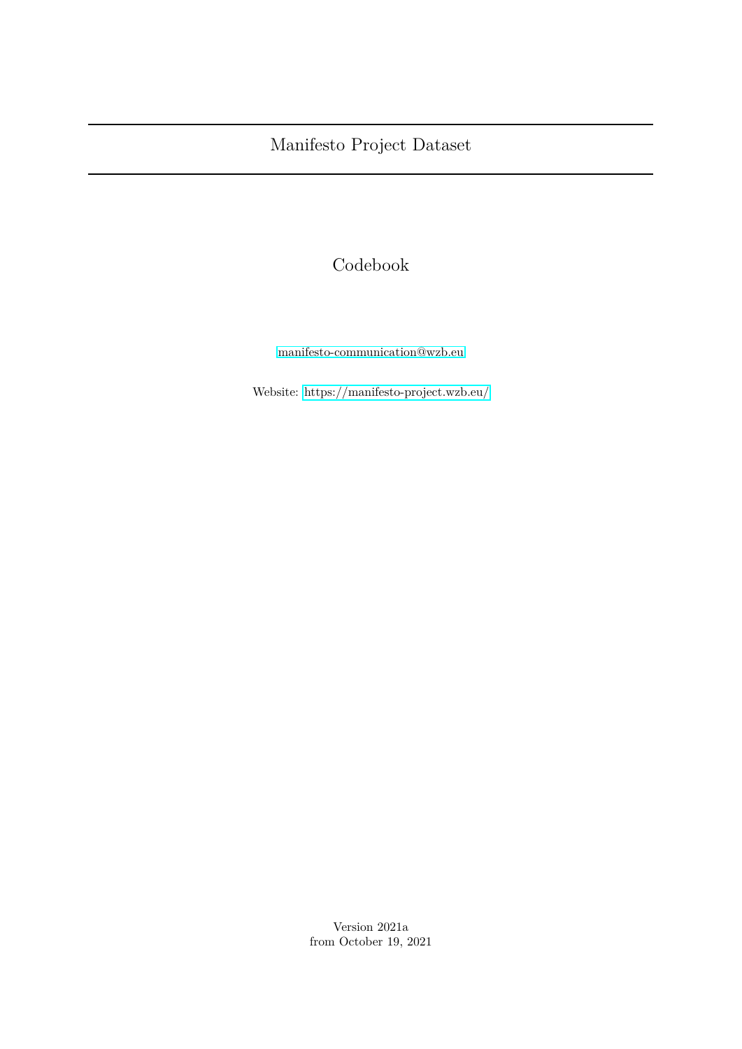# Manifesto Project Dataset

## Codebook

manifesto-communication@wzb.eu

Website: https://manifesto-project.wzb.eu/

Version 2021a
from October 19, 2021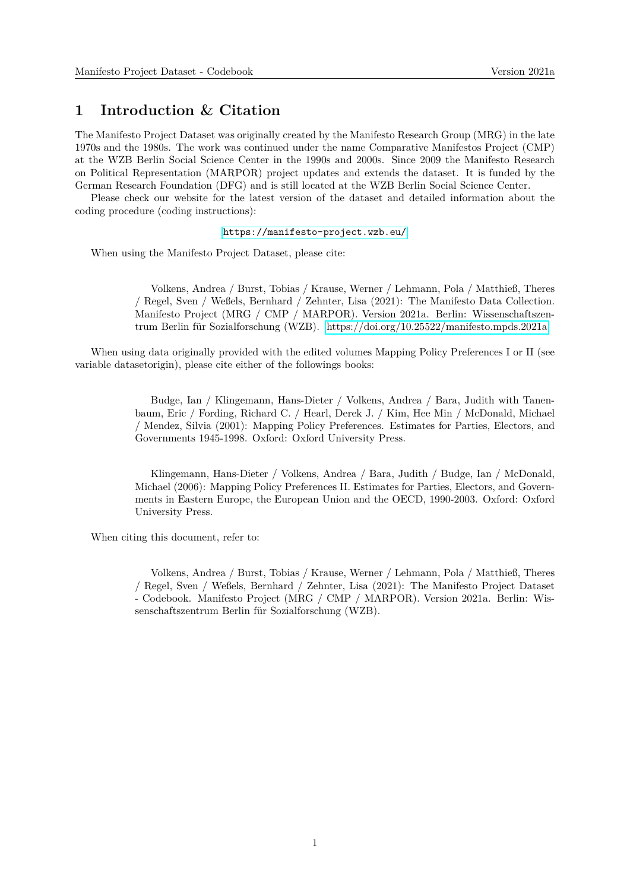# 1 Introduction & Citation

The Manifesto Project Dataset was originally created by the Manifesto Research Group (MRG) in the late 1970s and the 1980s. The work was continued under the name Comparative Manifestos Project (CMP) at the WZB Berlin Social Science Center in the 1990s and 2000s. Since 2009 the Manifesto Research on Political Representation (MARPOR) project updates and extends the dataset. It is funded by the German Research Foundation (DFG) and is still located at the WZB Berlin Social Science Center.

Please check our website for the latest version of the dataset and detailed information about the coding procedure (coding instructions):

https://manifesto-project.wzb.eu/

When using the Manifesto Project Dataset, please cite:

> Volkens, Andrea / Burst, Tobias / Krause, Werner / Lehmann, Pola / Matthieß, Theres / Regel, Sven / Weßels, Bernhard / Zehnter, Lisa (2021): The Manifesto Data Collection. Manifesto Project (MRG / CMP / MARPOR). Version 2021a. Berlin: Wissenschaftszentrum Berlin für Sozialforschung (WZB). https://doi.org/10.25522/manifesto.mpds.2021a

When using data originally provided with the edited volumes Mapping Policy Preferences I or II (see variable datasetorigin), please cite either of the followings books:

> Budge, Ian / Klingemann, Hans-Dieter / Volkens, Andrea / Bara, Judith with Tanenbaum, Eric / Fording, Richard C. / Hearl, Derek J. / Kim, Hee Min / McDonald, Michael / Mendez, Silvia (2001): Mapping Policy Preferences. Estimates for Parties, Electors, and Governments 1945-1998. Oxford: Oxford University Press.

> Klingemann, Hans-Dieter / Volkens, Andrea / Bara, Judith / Budge, Ian / McDonald, Michael (2006): Mapping Policy Preferences II. Estimates for Parties, Electors, and Governments in Eastern Europe, the European Union and the OECD, 1990-2003. Oxford: Oxford University Press.

When citing this document, refer to:

> Volkens, Andrea / Burst, Tobias / Krause, Werner / Lehmann, Pola / Matthieß, Theres / Regel, Sven / Weßels, Bernhard / Zehnter, Lisa (2021): The Manifesto Project Dataset - Codebook. Manifesto Project (MRG / CMP / MARPOR). Version 2021a. Berlin: Wissenschaftszentrum Berlin für Sozialforschung (WZB).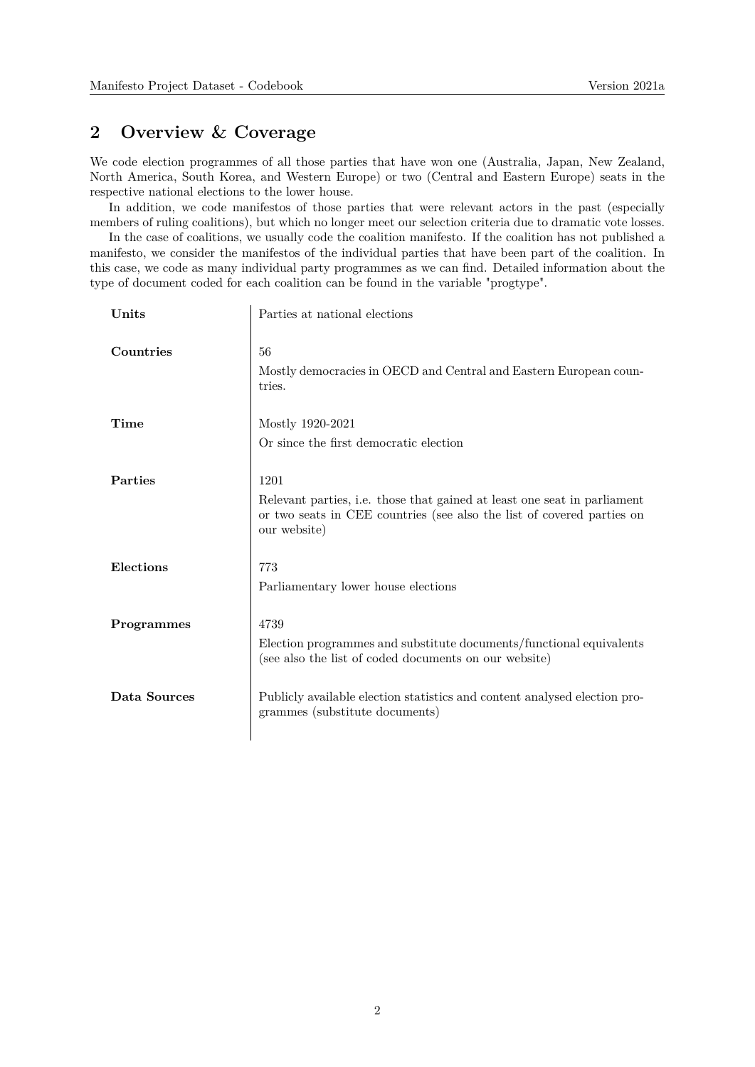## 2 Overview & Coverage

We code election programmes of all those parties that have won one (Australia, Japan, New Zealand, North America, South Korea, and Western Europe) or two (Central and Eastern Europe) seats in the respective national elections to the lower house.

In addition, we code manifestos of those parties that were relevant actors in the past (especially members of ruling coalitions), but which no longer meet our selection criteria due to dramatic vote losses.

In the case of coalitions, we usually code the coalition manifesto. If the coalition has not published a manifesto, we consider the manifestos of the individual parties that have been part of the coalition. In this case, we code as many individual party programmes as we can find. Detailed information about the type of document coded for each coalition can be found in the variable "progtype".

| | |
|---|---|
| **Units** | Parties at national elections |
| **Countries** | 56<br>Mostly democracies in OECD and Central and Eastern European countries. |
| **Time** | Mostly 1920-2021<br>Or since the first democratic election |
| **Parties** | 1201<br>Relevant parties, i.e. those that gained at least one seat in parliament or two seats in CEE countries (see also the list of covered parties on our website) |
| **Elections** | 773<br>Parliamentary lower house elections |
| **Programmes** | 4739<br>Election programmes and substitute documents/functional equivalents (see also the list of coded documents on our website) |
| **Data Sources** | Publicly available election statistics and content analysed election programmes (substitute documents) |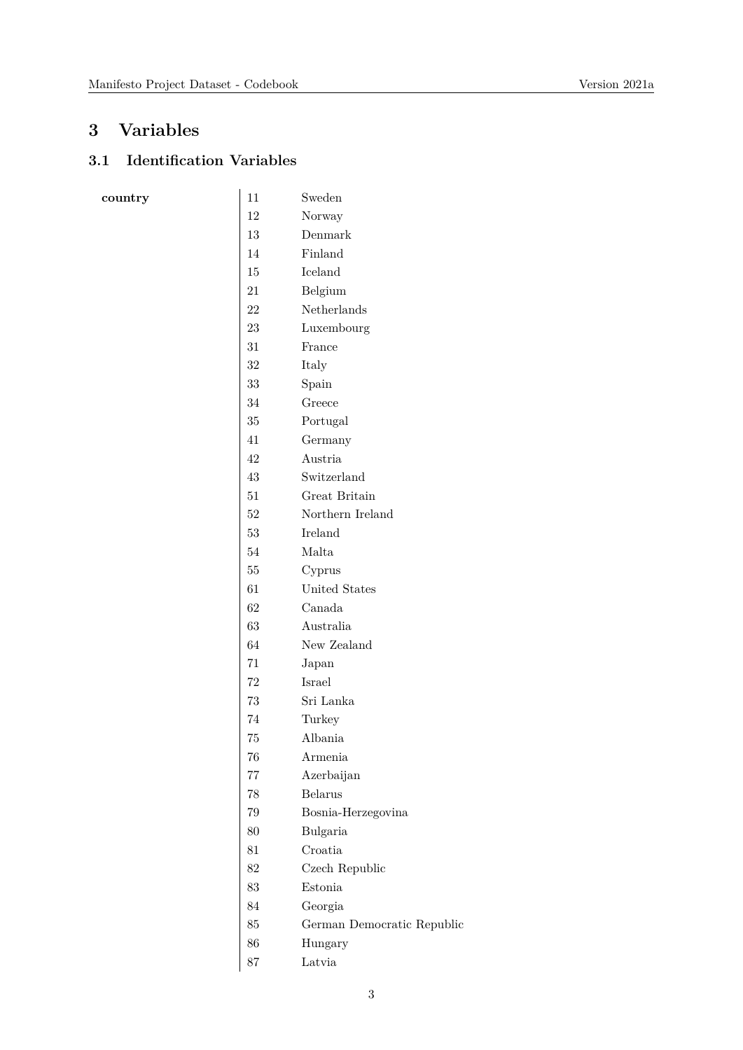# 3 Variables

## 3.1 Identification Variables

**country**

| | |
|---|---|
| 11 | Sweden |
| 12 | Norway |
| 13 | Denmark |
| 14 | Finland |
| 15 | Iceland |
| 21 | Belgium |
| 22 | Netherlands |
| 23 | Luxembourg |
| 31 | France |
| 32 | Italy |
| 33 | Spain |
| 34 | Greece |
| 35 | Portugal |
| 41 | Germany |
| 42 | Austria |
| 43 | Switzerland |
| 51 | Great Britain |
| 52 | Northern Ireland |
| 53 | Ireland |
| 54 | Malta |
| 55 | Cyprus |
| 61 | United States |
| 62 | Canada |
| 63 | Australia |
| 64 | New Zealand |
| 71 | Japan |
| 72 | Israel |
| 73 | Sri Lanka |
| 74 | Turkey |
| 75 | Albania |
| 76 | Armenia |
| 77 | Azerbaijan |
| 78 | Belarus |
| 79 | Bosnia-Herzegovina |
| 80 | Bulgaria |
| 81 | Croatia |
| 82 | Czech Republic |
| 83 | Estonia |
| 84 | Georgia |
| 85 | German Democratic Republic |
| 86 | Hungary |
| 87 | Latvia |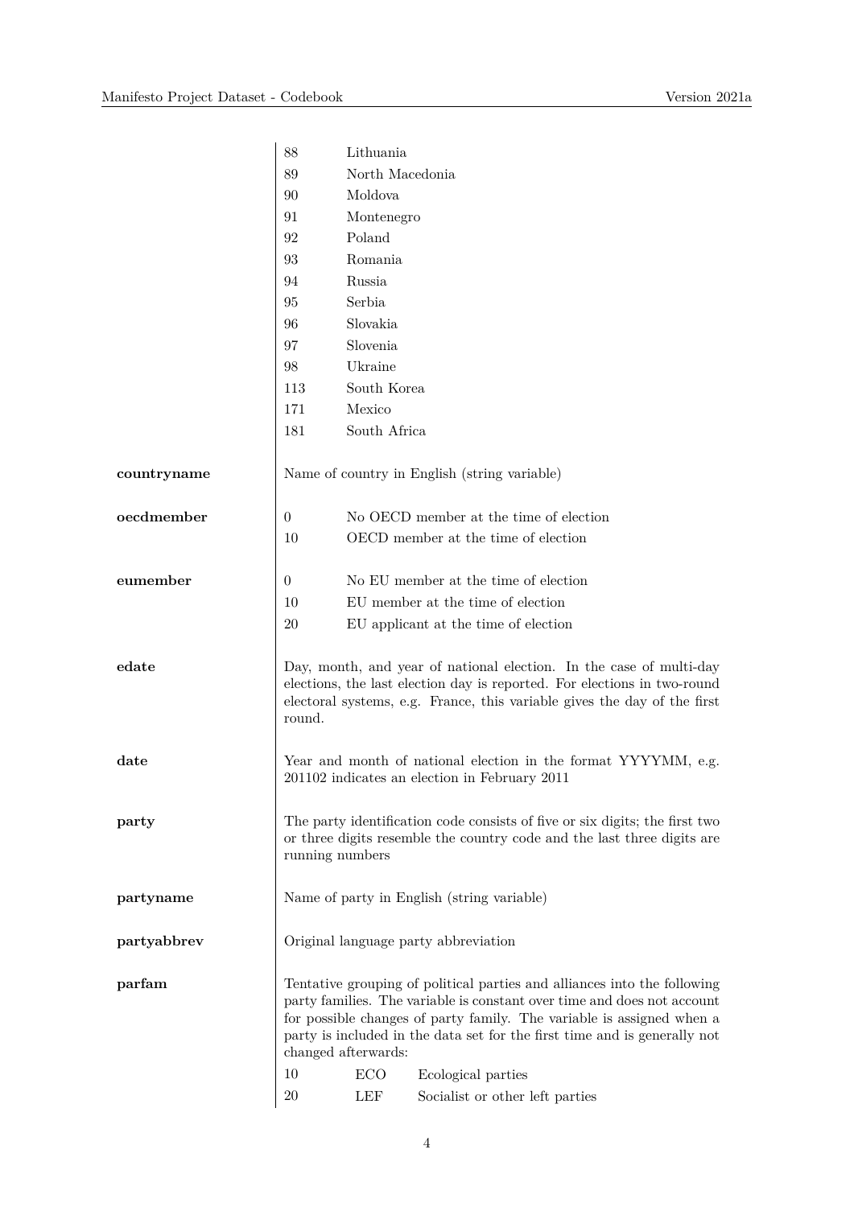| | | |
|---|---|---|
| | 88 | Lithuania |
| | 89 | North Macedonia |
| | 90 | Moldova |
| | 91 | Montenegro |
| | 92 | Poland |
| | 93 | Romania |
| | 94 | Russia |
| | 95 | Serbia |
| | 96 | Slovakia |
| | 97 | Slovenia |
| | 98 | Ukraine |
| | 113 | South Korea |
| | 171 | Mexico |
| | 181 | South Africa |

**countryname**

Name of country in English (string variable)

**oecdmember**

| | |
|---|---|
| 0 | No OECD member at the time of election |
| 10 | OECD member at the time of election |

**eumember**

| | |
|---|---|
| 0 | No EU member at the time of election |
| 10 | EU member at the time of election |
| 20 | EU applicant at the time of election |

**edate**

Day, month, and year of national election. In the case of multi-day elections, the last election day is reported. For elections in two-round electoral systems, e.g. France, this variable gives the day of the first round.

**date**

Year and month of national election in the format YYYYMM, e.g. 201102 indicates an election in February 2011

**party**

The party identification code consists of five or six digits; the first two or three digits resemble the country code and the last three digits are running numbers

**partyname**

Name of party in English (string variable)

**partyabbrev**

Original language party abbreviation

**parfam**

Tentative grouping of political parties and alliances into the following party families. The variable is constant over time and does not account for possible changes of party family. The variable is assigned when a party is included in the data set for the first time and is generally not changed afterwards:

| | | |
|---|---|---|
| 10 | ECO | Ecological parties |
| 20 | LEF | Socialist or other left parties |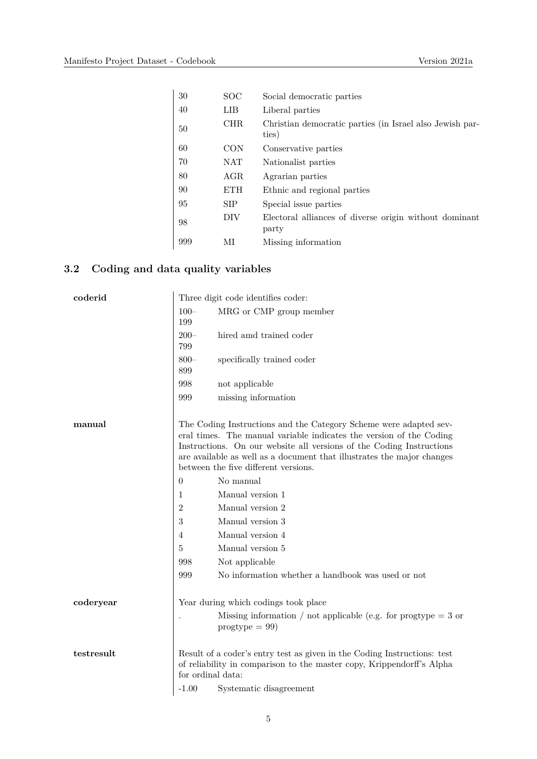| | | |
|---|---|---|
| 30 | SOC | Social democratic parties |
| 40 | LIB | Liberal parties |
| 50 | CHR | Christian democratic parties (in Israel also Jewish parties) |
| 60 | CON | Conservative parties |
| 70 | NAT | Nationalist parties |
| 80 | AGR | Agrarian parties |
| 90 | ETH | Ethnic and regional parties |
| 95 | SIP | Special issue parties |
| 98 | DIV | Electoral alliances of diverse origin without dominant party |
| 999 | MI | Missing information |

## 3.2 Coding and data quality variables

**coderid**

Three digit code identifies coder:

| | |
|---|---|
| 100–199 | MRG or CMP group member |
| 200–799 | hired amd trained coder |
| 800–899 | specifically trained coder |
| 998 | not applicable |
| 999 | missing information |

**manual**

The Coding Instructions and the Category Scheme were adapted several times. The manual variable indicates the version of the Coding Instructions. On our website all versions of the Coding Instructions are available as well as a document that illustrates the major changes between the five different versions.

| | |
|---|---|
| 0 | No manual |
| 1 | Manual version 1 |
| 2 | Manual version 2 |
| 3 | Manual version 3 |
| 4 | Manual version 4 |
| 5 | Manual version 5 |
| 998 | Not applicable |
| 999 | No information whether a handbook was used or not |

**coderyear**

Year during which codings took place

| | |
|---|---|
| . | Missing information / not applicable (e.g. for progtype = 3 or progtype = 99) |

**testresult**

Result of a coder's entry test as given in the Coding Instructions: test of reliability in comparison to the master copy, Krippendorff's Alpha for ordinal data:

| | |
|---|---|
| -1.00 | Systematic disagreement |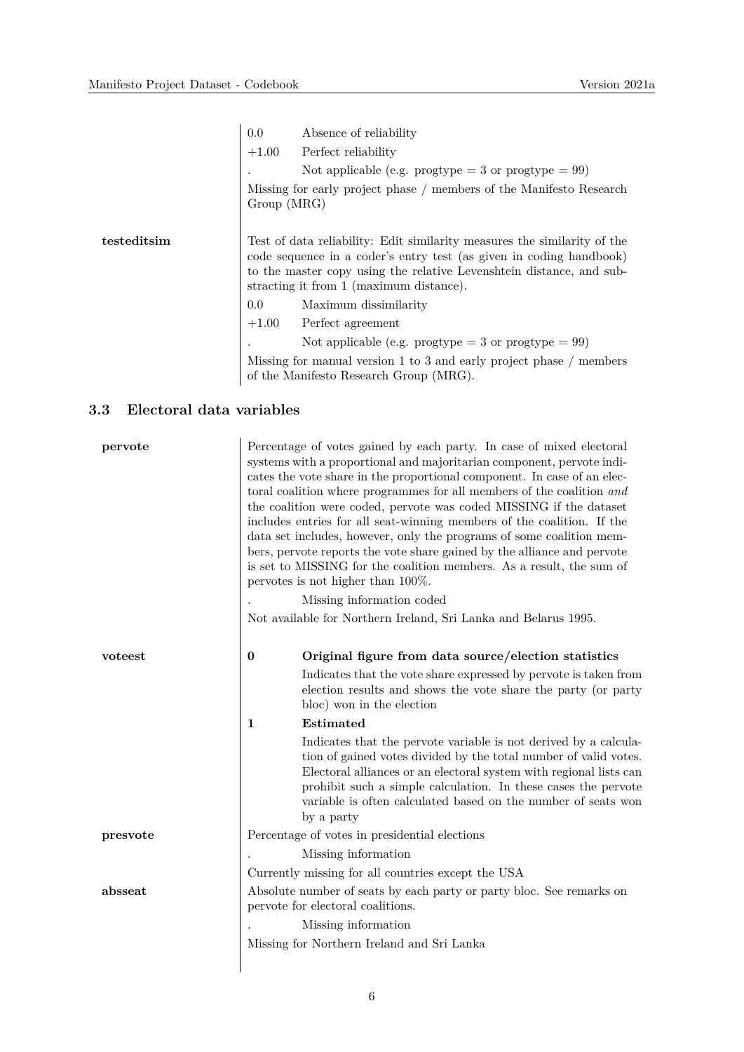| | |
|---|---|
| | 0.0 — Absence of reliability |
| | +1.00 — Perfect reliability |
| | . — Not applicable (e.g. progtype = 3 or progtype = 99) |
| | Missing for early project phase / members of the Manifesto Research Group (MRG) |
| **testeditsim** | Test of data reliability: Edit similarity measures the similarity of the code sequence in a coder's entry test (as given in coding handbook) to the master copy using the relative Levenshtein distance, and substracting it from 1 (maximum distance). |
| | 0.0 — Maximum dissimilarity |
| | +1.00 — Perfect agreement |
| | . — Not applicable (e.g. progtype = 3 or progtype = 99) |
| | Missing for manual version 1 to 3 and early project phase / members of the Manifesto Research Group (MRG). |

### 3.3 Electoral data variables

| | |
|---|---|
| **pervote** | Percentage of votes gained by each party. In case of mixed electoral systems with a proportional and majoritarian component, pervote indicates the vote share in the proportional component. In case of an electoral coalition where programmes for all members of the coalition *and* the coalition were coded, pervote was coded MISSING if the dataset includes entries for all seat-winning members of the coalition. If the data set includes, however, only the programs of some coalition members, pervote reports the vote share gained by the alliance and pervote is set to MISSING for the coalition members. As a result, the sum of pervotes is not higher than 100%. |
| | . — Missing information coded |
| | Not available for Northern Ireland, Sri Lanka and Belarus 1995. |
| **voteest** | **0 — Original figure from data source/election statistics** |
| | Indicates that the vote share expressed by pervote is taken from election results and shows the vote share the party (or party bloc) won in the election |
| | **1 — Estimated** |
| | Indicates that the pervote variable is not derived by a calculation of gained votes divided by the total number of valid votes. Electoral alliances or an electoral system with regional lists can prohibit such a simple calculation. In these cases the pervote variable is often calculated based on the number of seats won by a party |
| **presvote** | Percentage of votes in presidential elections |
| | . — Missing information |
| | Currently missing for all countries except the USA |
| **absseat** | Absolute number of seats by each party or party bloc. See remarks on pervote for electoral coalitions. |
| | . — Missing information |
| | Missing for Northern Ireland and Sri Lanka |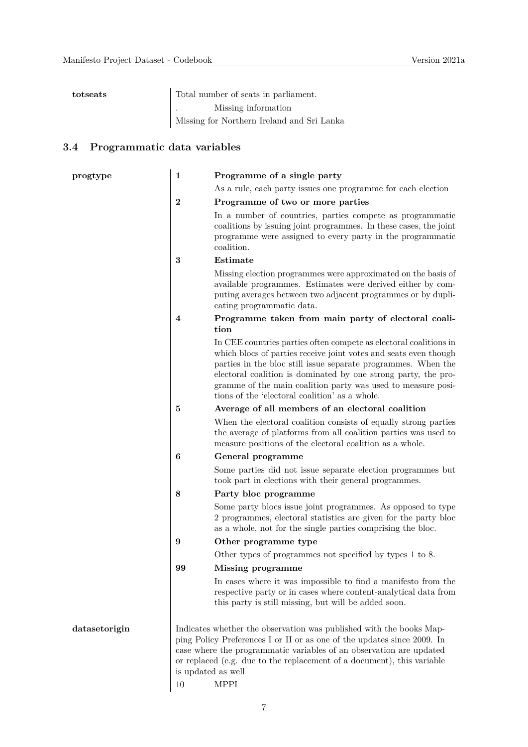**totseats**

Total number of seats in parliament.

| Value | Description |
|---|---|
| . | Missing information |

Missing for Northern Ireland and Sri Lanka

## 3.4 Programmatic data variables

**progtype**

**1 Programme of a single party**

As a rule, each party issues one programme for each election

**2 Programme of two or more parties**

In a number of countries, parties compete as programmatic coalitions by issuing joint programmes. In these cases, the joint programme were assigned to every party in the programmatic coalition.

**3 Estimate**

Missing election programmes were approximated on the basis of available programmes. Estimates were derived either by computing averages between two adjacent programmes or by duplicating programmatic data.

**4 Programme taken from main party of electoral coalition**

In CEE countries parties often compete as electoral coalitions in which blocs of parties receive joint votes and seats even though parties in the bloc still issue separate programmes. When the electoral coalition is dominated by one strong party, the programme of the main coalition party was used to measure positions of the 'electoral coalition' as a whole.

**5 Average of all members of an electoral coalition**

When the electoral coalition consists of equally strong parties the average of platforms from all coalition parties was used to measure positions of the electoral coalition as a whole.

**6 General programme**

Some parties did not issue separate election programmes but took part in elections with their general programmes.

**8 Party bloc programme**

Some party blocs issue joint programmes. As opposed to type 2 programmes, electoral statistics are given for the party bloc as a whole, not for the single parties comprising the bloc.

**9 Other programme type**

Other types of programmes not specified by types 1 to 8.

**99 Missing programme**

In cases where it was impossible to find a manifesto from the respective party or in cases where content-analytical data from this party is still missing, but will be added soon.

**datasetorigin**

Indicates whether the observation was published with the books Mapping Policy Preferences I or II or as one of the updates since 2009. In case where the programmatic variables of an observation are updated or replaced (e.g. due to the replacement of a document), this variable is updated as well

| Value | Description |
|---|---|
| 10 | MPPI |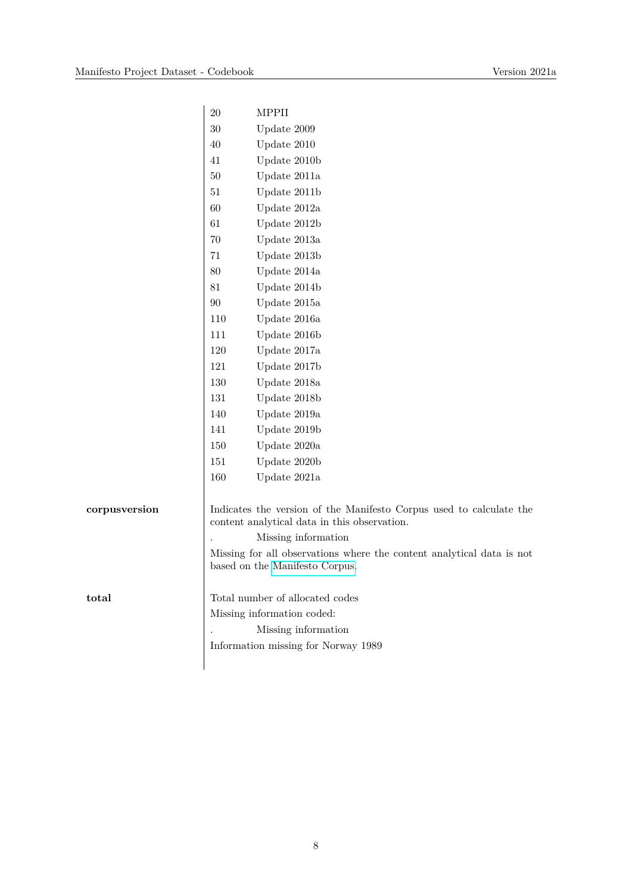| | |
|---|---|
| 20 | MPPII |
| 30 | Update 2009 |
| 40 | Update 2010 |
| 41 | Update 2010b |
| 50 | Update 2011a |
| 51 | Update 2011b |
| 60 | Update 2012a |
| 61 | Update 2012b |
| 70 | Update 2013a |
| 71 | Update 2013b |
| 80 | Update 2014a |
| 81 | Update 2014b |
| 90 | Update 2015a |
| 110 | Update 2016a |
| 111 | Update 2016b |
| 120 | Update 2017a |
| 121 | Update 2017b |
| 130 | Update 2018a |
| 131 | Update 2018b |
| 140 | Update 2019a |
| 141 | Update 2019b |
| 150 | Update 2020a |
| 151 | Update 2020b |
| 160 | Update 2021a |

**corpusversion**

Indicates the version of the Manifesto Corpus used to calculate the content analytical data in this observation.

| | |
|---|---|
| . | Missing information |

Missing for all observations where the content analytical data is not based on the Manifesto Corpus.

**total**

Total number of allocated codes

Missing information coded:

| | |
|---|---|
| . | Missing information |

Information missing for Norway 1989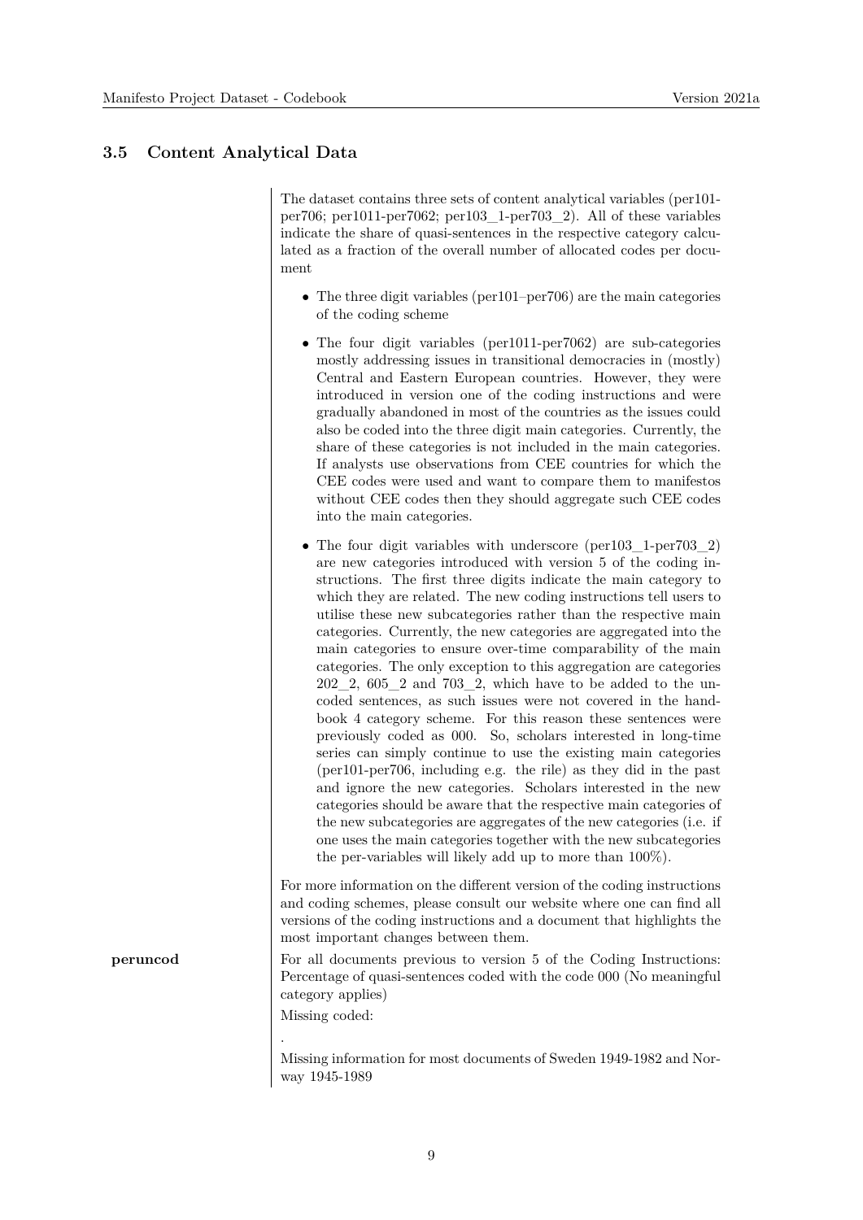## 3.5 Content Analytical Data

The dataset contains three sets of content analytical variables (per101-per706; per1011-per7062; per103_1-per703_2). All of these variables indicate the share of quasi-sentences in the respective category calculated as a fraction of the overall number of allocated codes per document

- The three digit variables (per101–per706) are the main categories of the coding scheme
- The four digit variables (per1011-per7062) are sub-categories mostly addressing issues in transitional democracies in (mostly) Central and Eastern European countries. However, they were introduced in version one of the coding instructions and were gradually abandoned in most of the countries as the issues could also be coded into the three digit main categories. Currently, the share of these categories is not included in the main categories. If analysts use observations from CEE countries for which the CEE codes were used and want to compare them to manifestos without CEE codes then they should aggregate such CEE codes into the main categories.
- The four digit variables with underscore (per103_1-per703_2) are new categories introduced with version 5 of the coding instructions. The first three digits indicate the main category to which they are related. The new coding instructions tell users to utilise these new subcategories rather than the respective main categories. Currently, the new categories are aggregated into the main categories to ensure over-time comparability of the main categories. The only exception to this aggregation are categories 202_2, 605_2 and 703_2, which have to be added to the uncoded sentences, as such issues were not covered in the handbook 4 category scheme. For this reason these sentences were previously coded as 000. So, scholars interested in long-time series can simply continue to use the existing main categories (per101-per706, including e.g. the rile) as they did in the past and ignore the new categories. Scholars interested in the new categories should be aware that the respective main categories of the new subcategories are aggregates of the new categories (i.e. if one uses the main categories together with the new subcategories the per-variables will likely add up to more than 100%).

For more information on the different version of the coding instructions and coding schemes, please consult our website where one can find all versions of the coding instructions and a document that highlights the most important changes between them.

**peruncod**

For all documents previous to version 5 of the Coding Instructions: Percentage of quasi-sentences coded with the code 000 (No meaningful category applies)

Missing coded:

.

Missing information for most documents of Sweden 1949-1982 and Norway 1945-1989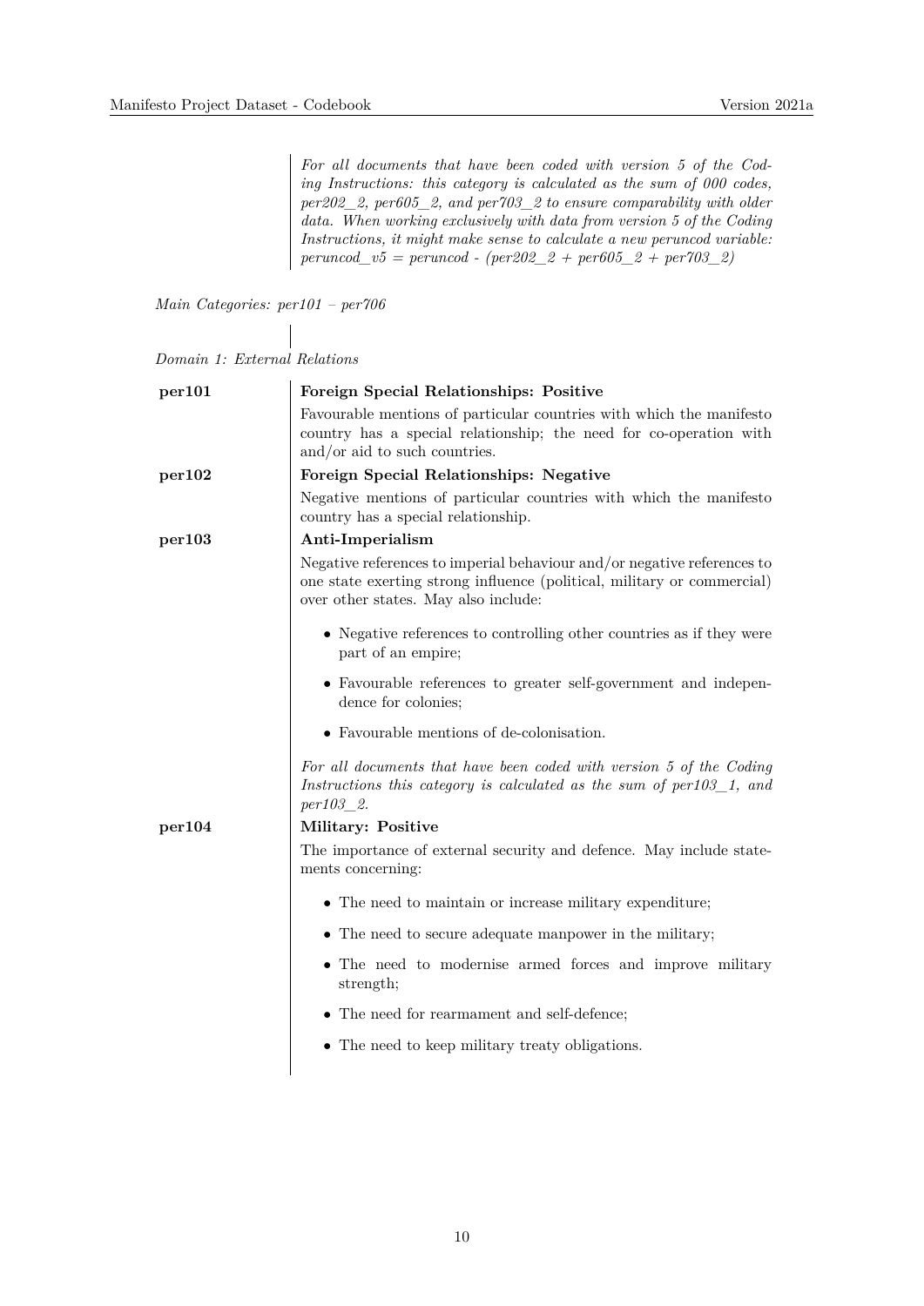*For all documents that have been coded with version 5 of the Coding Instructions: this category is calculated as the sum of 000 codes, per202_2, per605_2, and per703_2 to ensure comparability with older data. When working exclusively with data from version 5 of the Coding Instructions, it might make sense to calculate a new peruncod variable: peruncod_v5 = peruncod - (per202_2 + per605_2 + per703_2)*

*Main Categories: per101 – per706*

*Domain 1: External Relations*

**per101** **Foreign Special Relationships: Positive**

Favourable mentions of particular countries with which the manifesto country has a special relationship; the need for co-operation with and/or aid to such countries.

**per102** **Foreign Special Relationships: Negative**

Negative mentions of particular countries with which the manifesto country has a special relationship.

**per103** **Anti-Imperialism**

Negative references to imperial behaviour and/or negative references to one state exerting strong influence (political, military or commercial) over other states. May also include:

- Negative references to controlling other countries as if they were part of an empire;
- Favourable references to greater self-government and independence for colonies;
- Favourable mentions of de-colonisation.

*For all documents that have been coded with version 5 of the Coding Instructions this category is calculated as the sum of per103_1, and per103_2.*

**per104** **Military: Positive**

The importance of external security and defence. May include statements concerning:

- The need to maintain or increase military expenditure;
- The need to secure adequate manpower in the military;
- The need to modernise armed forces and improve military strength;
- The need for rearmament and self-defence;
- The need to keep military treaty obligations.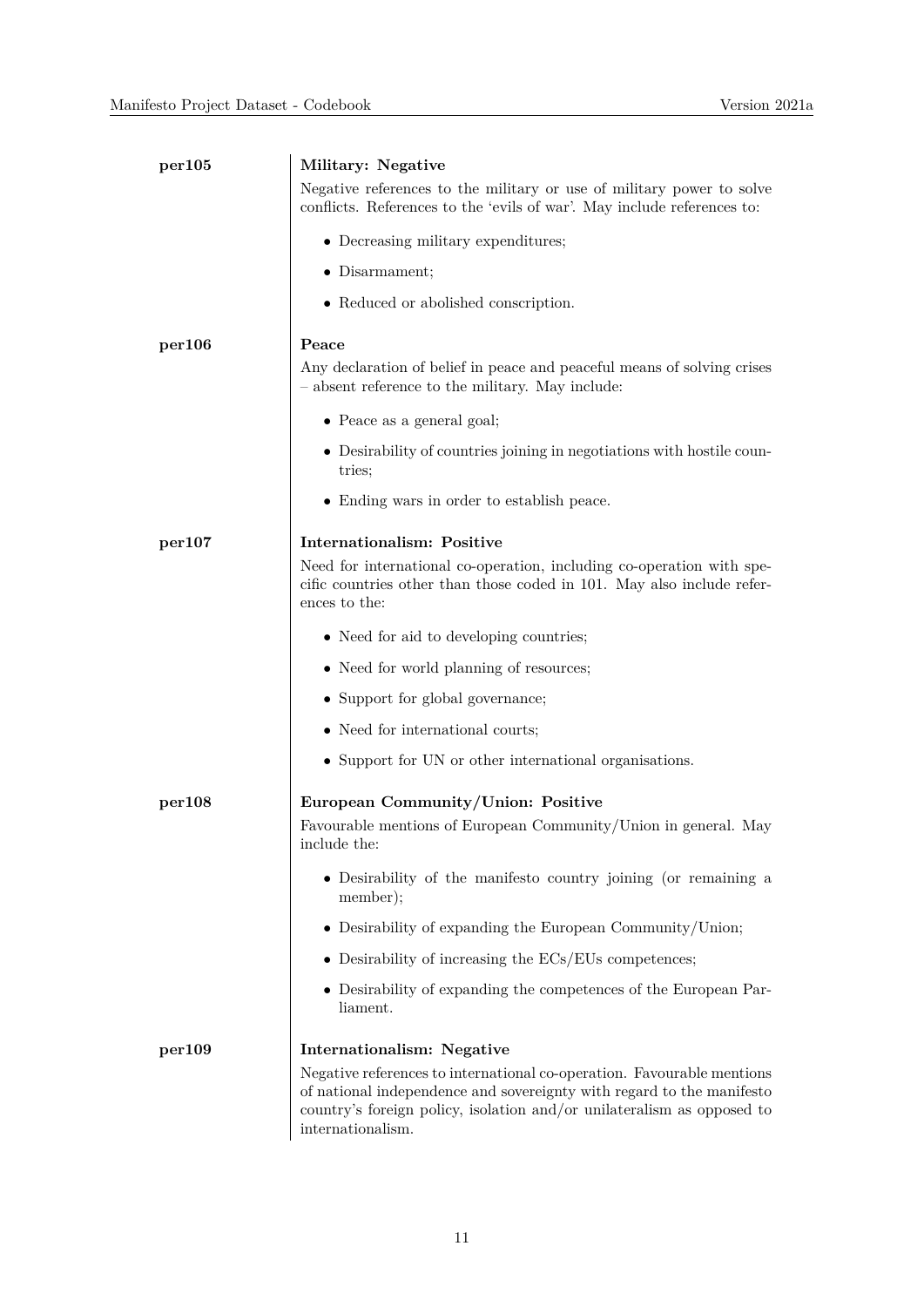**per105** — **Military: Negative**

Negative references to the military or use of military power to solve conflicts. References to the 'evils of war'. May include references to:

- Decreasing military expenditures;
- Disarmament;
- Reduced or abolished conscription.

**per106** — **Peace**

Any declaration of belief in peace and peaceful means of solving crises – absent reference to the military. May include:

- Peace as a general goal;
- Desirability of countries joining in negotiations with hostile countries;
- Ending wars in order to establish peace.

**per107** — **Internationalism: Positive**

Need for international co-operation, including co-operation with specific countries other than those coded in 101. May also include references to the:

- Need for aid to developing countries;
- Need for world planning of resources;
- Support for global governance;
- Need for international courts;
- Support for UN or other international organisations.

**per108** — **European Community/Union: Positive**

Favourable mentions of European Community/Union in general. May include the:

- Desirability of the manifesto country joining (or remaining a member);
- Desirability of expanding the European Community/Union;
- Desirability of increasing the ECs/EUs competences;
- Desirability of expanding the competences of the European Parliament.

**per109** — **Internationalism: Negative**

Negative references to international co-operation. Favourable mentions of national independence and sovereignty with regard to the manifesto country's foreign policy, isolation and/or unilateralism as opposed to internationalism.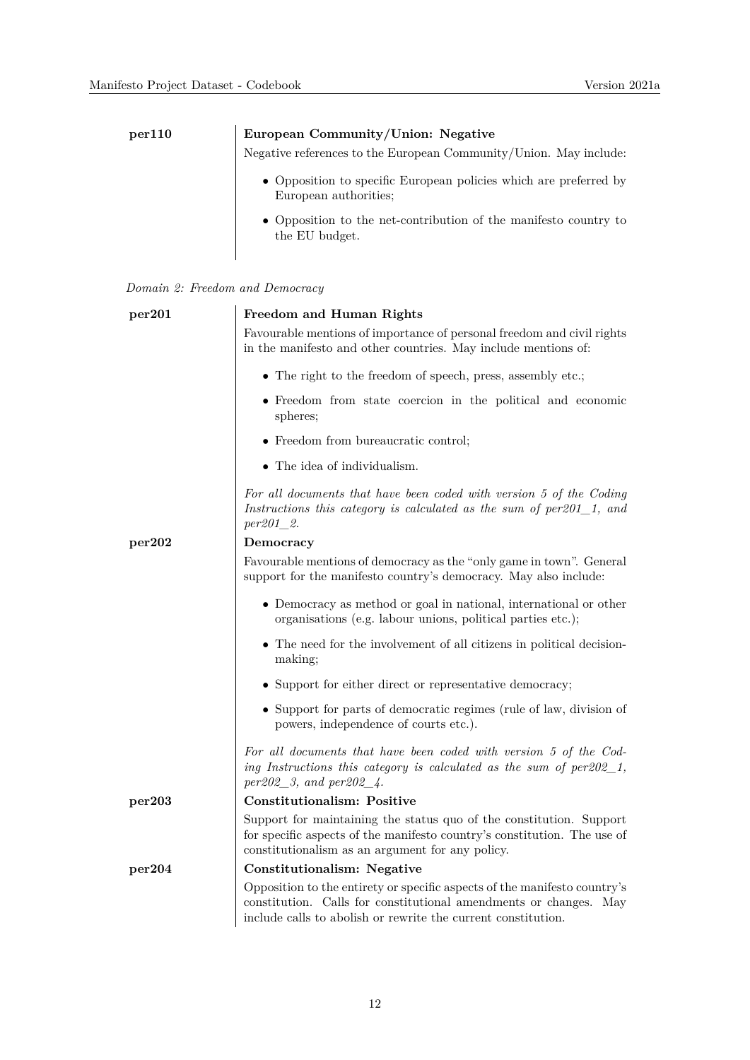**per110** — **European Community/Union: Negative**

Negative references to the European Community/Union. May include:

- Opposition to specific European policies which are preferred by European authorities;
- Opposition to the net-contribution of the manifesto country to the EU budget.

*Domain 2: Freedom and Democracy*

**per201** — **Freedom and Human Rights**

Favourable mentions of importance of personal freedom and civil rights in the manifesto and other countries. May include mentions of:

- The right to the freedom of speech, press, assembly etc.;
- Freedom from state coercion in the political and economic spheres;
- Freedom from bureaucratic control;
- The idea of individualism.

*For all documents that have been coded with version 5 of the Coding Instructions this category is calculated as the sum of per201_1, and per201_2.*

**per202** — **Democracy**

Favourable mentions of democracy as the "only game in town". General support for the manifesto country's democracy. May also include:

- Democracy as method or goal in national, international or other organisations (e.g. labour unions, political parties etc.);
- The need for the involvement of all citizens in political decision-making;
- Support for either direct or representative democracy;
- Support for parts of democratic regimes (rule of law, division of powers, independence of courts etc.).

*For all documents that have been coded with version 5 of the Coding Instructions this category is calculated as the sum of per202_1, per202_3, and per202_4.*

**per203** — **Constitutionalism: Positive**

Support for maintaining the status quo of the constitution. Support for specific aspects of the manifesto country's constitution. The use of constitutionalism as an argument for any policy.

**per204** — **Constitutionalism: Negative**

Opposition to the entirety or specific aspects of the manifesto country's constitution. Calls for constitutional amendments or changes. May include calls to abolish or rewrite the current constitution.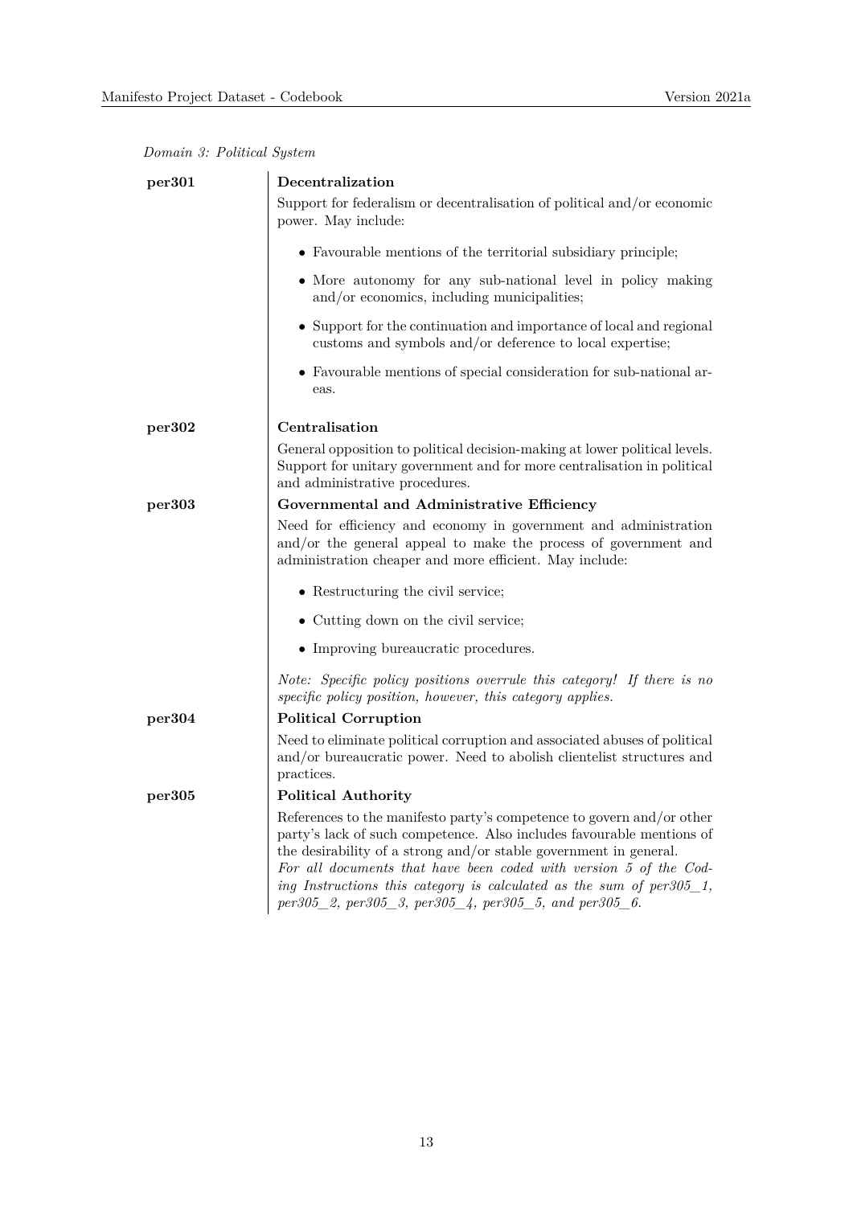*Domain 3: Political System*

**per301** — **Decentralization**

Support for federalism or decentralisation of political and/or economic power. May include:

- Favourable mentions of the territorial subsidiary principle;
- More autonomy for any sub-national level in policy making and/or economics, including municipalities;
- Support for the continuation and importance of local and regional customs and symbols and/or deference to local expertise;
- Favourable mentions of special consideration for sub-national areas.

**per302** — **Centralisation**

General opposition to political decision-making at lower political levels. Support for unitary government and for more centralisation in political and administrative procedures.

**per303** — **Governmental and Administrative Efficiency**

Need for efficiency and economy in government and administration and/or the general appeal to make the process of government and administration cheaper and more efficient. May include:

- Restructuring the civil service;
- Cutting down on the civil service;
- Improving bureaucratic procedures.

*Note: Specific policy positions overrule this category! If there is no specific policy position, however, this category applies.*

**per304** — **Political Corruption**

Need to eliminate political corruption and associated abuses of political and/or bureaucratic power. Need to abolish clientelist structures and practices.

**per305** — **Political Authority**

References to the manifesto party's competence to govern and/or other party's lack of such competence. Also includes favourable mentions of the desirability of a strong and/or stable government in general.
*For all documents that have been coded with version 5 of the Coding Instructions this category is calculated as the sum of per305_1, per305_2, per305_3, per305_4, per305_5, and per305_6.*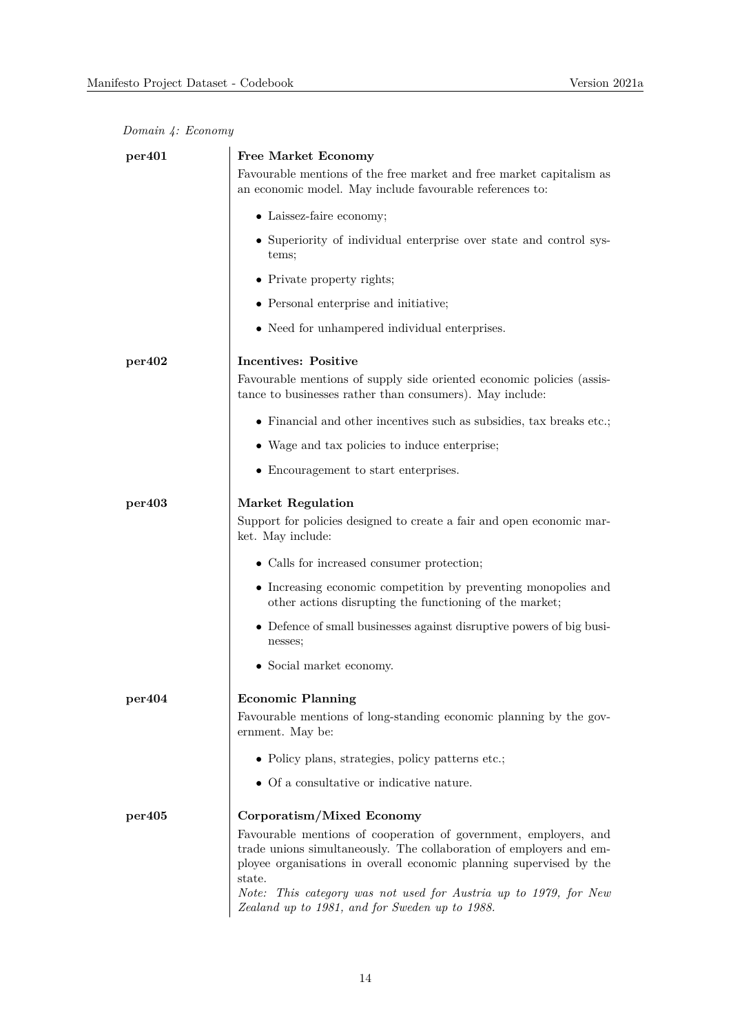*Domain 4: Economy*

**per401** — **Free Market Economy**

Favourable mentions of the free market and free market capitalism as an economic model. May include favourable references to:

- Laissez-faire economy;
- Superiority of individual enterprise over state and control systems;
- Private property rights;
- Personal enterprise and initiative;
- Need for unhampered individual enterprises.

**per402** — **Incentives: Positive**

Favourable mentions of supply side oriented economic policies (assistance to businesses rather than consumers). May include:

- Financial and other incentives such as subsidies, tax breaks etc.;
- Wage and tax policies to induce enterprise;
- Encouragement to start enterprises.

**per403** — **Market Regulation**

Support for policies designed to create a fair and open economic market. May include:

- Calls for increased consumer protection;
- Increasing economic competition by preventing monopolies and other actions disrupting the functioning of the market;
- Defence of small businesses against disruptive powers of big businesses;
- Social market economy.

**per404** — **Economic Planning**

Favourable mentions of long-standing economic planning by the government. May be:

- Policy plans, strategies, policy patterns etc.;
- Of a consultative or indicative nature.

**per405** — **Corporatism/Mixed Economy**

Favourable mentions of cooperation of government, employers, and trade unions simultaneously. The collaboration of employers and employee organisations in overall economic planning supervised by the state.

*Note: This category was not used for Austria up to 1979, for New Zealand up to 1981, and for Sweden up to 1988.*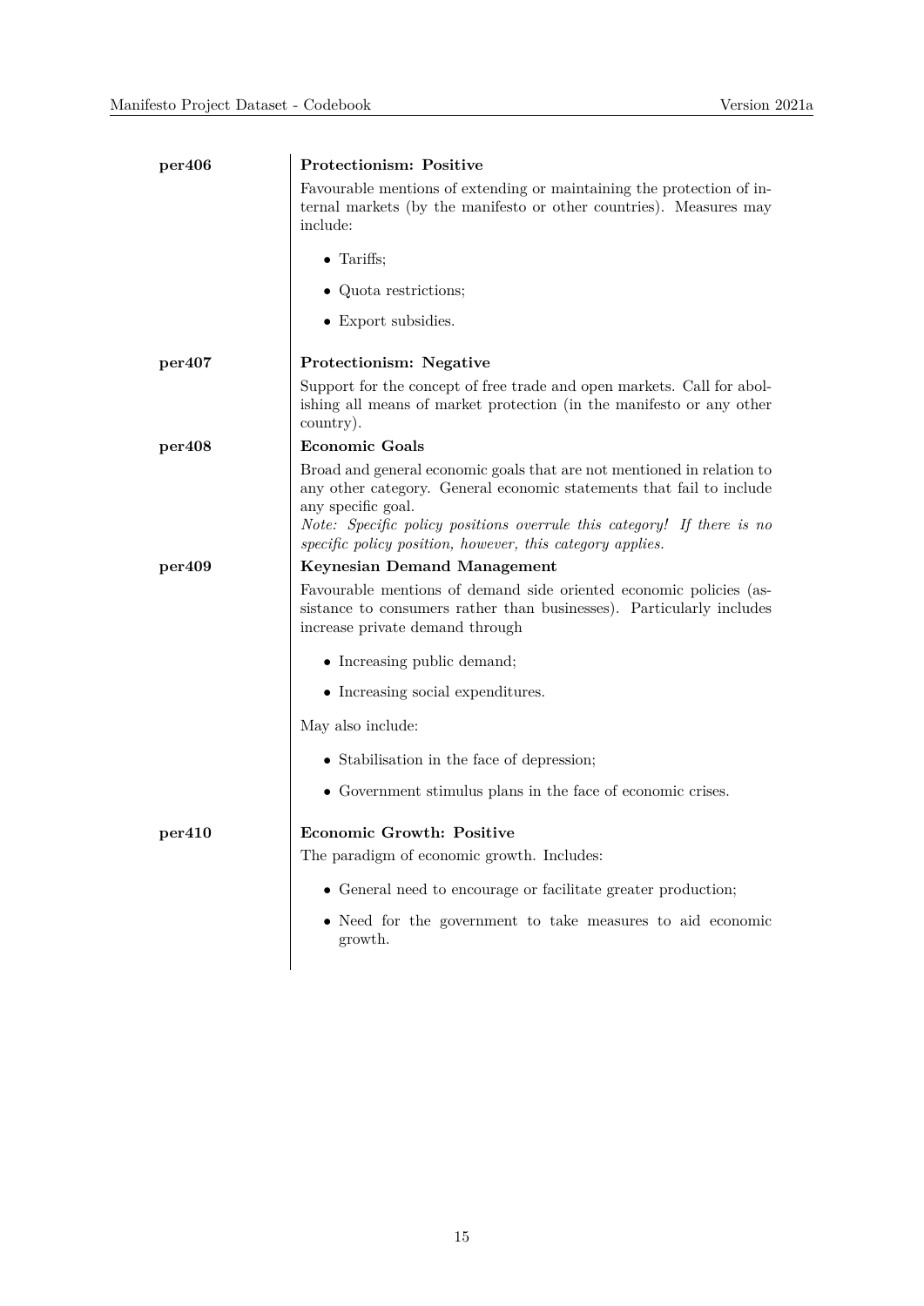**per406** — **Protectionism: Positive**

Favourable mentions of extending or maintaining the protection of internal markets (by the manifesto or other countries). Measures may include:

- Tariffs;
- Quota restrictions;
- Export subsidies.

**per407** — **Protectionism: Negative**

Support for the concept of free trade and open markets. Call for abolishing all means of market protection (in the manifesto or any other country).

**per408** — **Economic Goals**

Broad and general economic goals that are not mentioned in relation to any other category. General economic statements that fail to include any specific goal.
*Note: Specific policy positions overrule this category! If there is no specific policy position, however, this category applies.*

**per409** — **Keynesian Demand Management**

Favourable mentions of demand side oriented economic policies (assistance to consumers rather than businesses). Particularly includes increase private demand through

- Increasing public demand;
- Increasing social expenditures.

May also include:

- Stabilisation in the face of depression;
- Government stimulus plans in the face of economic crises.

**per410** — **Economic Growth: Positive**

The paradigm of economic growth. Includes:

- General need to encourage or facilitate greater production;
- Need for the government to take measures to aid economic growth.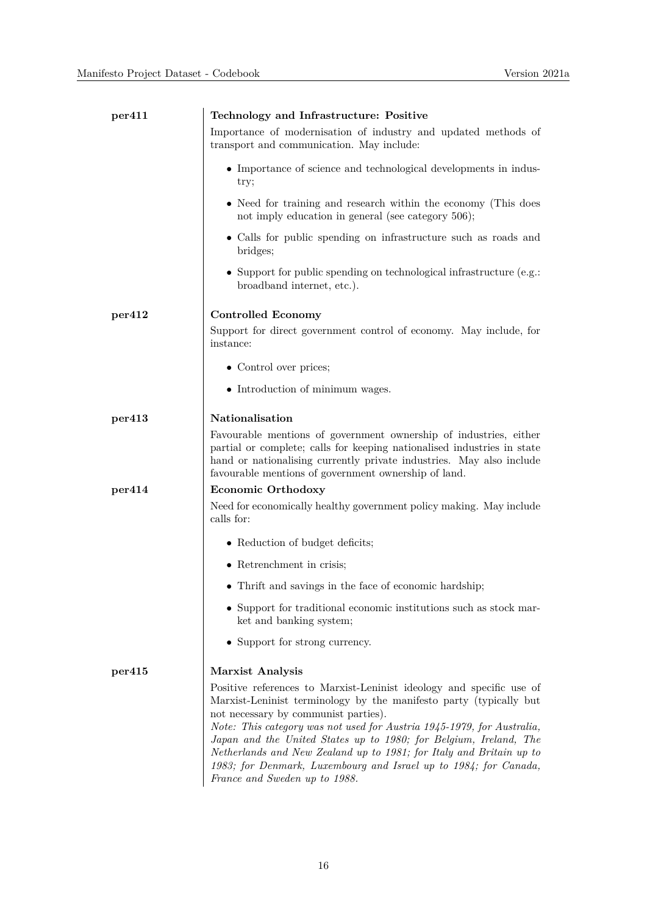**per411** **Technology and Infrastructure: Positive**

Importance of modernisation of industry and updated methods of transport and communication. May include:

- Importance of science and technological developments in industry;
- Need for training and research within the economy (This does not imply education in general (see category 506);
- Calls for public spending on infrastructure such as roads and bridges;
- Support for public spending on technological infrastructure (e.g.: broadband internet, etc.).

**per412** **Controlled Economy**

Support for direct government control of economy. May include, for instance:

- Control over prices;
- Introduction of minimum wages.

**per413** **Nationalisation**

Favourable mentions of government ownership of industries, either partial or complete; calls for keeping nationalised industries in state hand or nationalising currently private industries. May also include favourable mentions of government ownership of land.

**per414** **Economic Orthodoxy**

Need for economically healthy government policy making. May include calls for:

- Reduction of budget deficits;
- Retrenchment in crisis;
- Thrift and savings in the face of economic hardship;
- Support for traditional economic institutions such as stock market and banking system;
- Support for strong currency.

**per415** **Marxist Analysis**

Positive references to Marxist-Leninist ideology and specific use of Marxist-Leninist terminology by the manifesto party (typically but not necessary by communist parties).
*Note: This category was not used for Austria 1945-1979, for Australia, Japan and the United States up to 1980; for Belgium, Ireland, The Netherlands and New Zealand up to 1981; for Italy and Britain up to 1983; for Denmark, Luxembourg and Israel up to 1984; for Canada, France and Sweden up to 1988.*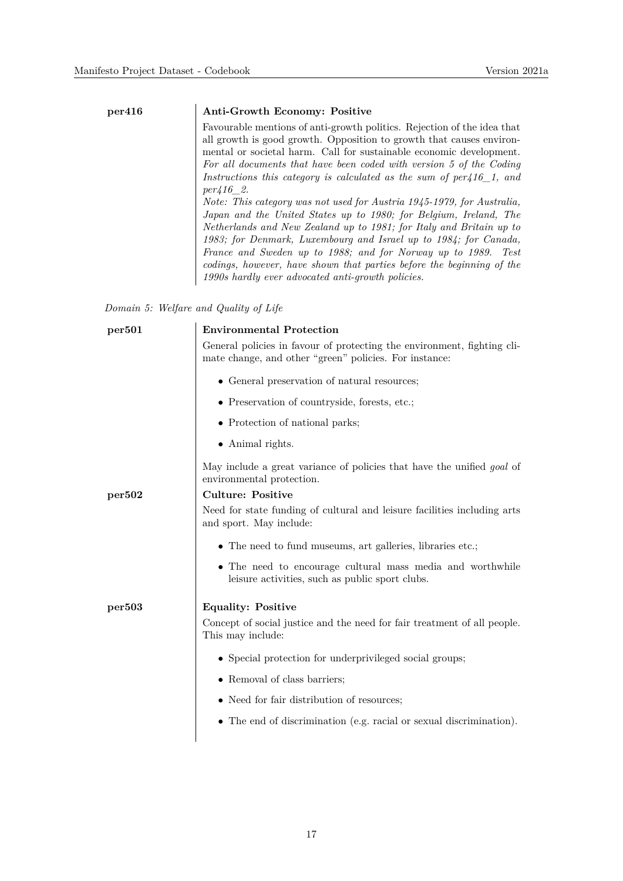**per416** — **Anti-Growth Economy: Positive**

Favourable mentions of anti-growth politics. Rejection of the idea that all growth is good growth. Opposition to growth that causes environmental or societal harm. Call for sustainable economic development. *For all documents that have been coded with version 5 of the Coding Instructions this category is calculated as the sum of per416_1, and per416_2.*
*Note: This category was not used for Austria 1945-1979, for Australia, Japan and the United States up to 1980; for Belgium, Ireland, The Netherlands and New Zealand up to 1981; for Italy and Britain up to 1983; for Denmark, Luxembourg and Israel up to 1984; for Canada, France and Sweden up to 1988; and for Norway up to 1989. Test codings, however, have shown that parties before the beginning of the 1990s hardly ever advocated anti-growth policies.*

*Domain 5: Welfare and Quality of Life*

**per501** — **Environmental Protection**

General policies in favour of protecting the environment, fighting climate change, and other "green" policies. For instance:

- General preservation of natural resources;
- Preservation of countryside, forests, etc.;
- Protection of national parks;
- Animal rights.

May include a great variance of policies that have the unified *goal* of environmental protection.

**per502** — **Culture: Positive**

Need for state funding of cultural and leisure facilities including arts and sport. May include:

- The need to fund museums, art galleries, libraries etc.;
- The need to encourage cultural mass media and worthwhile leisure activities, such as public sport clubs.

**per503** — **Equality: Positive**

Concept of social justice and the need for fair treatment of all people. This may include:

- Special protection for underprivileged social groups;
- Removal of class barriers;
- Need for fair distribution of resources;
- The end of discrimination (e.g. racial or sexual discrimination).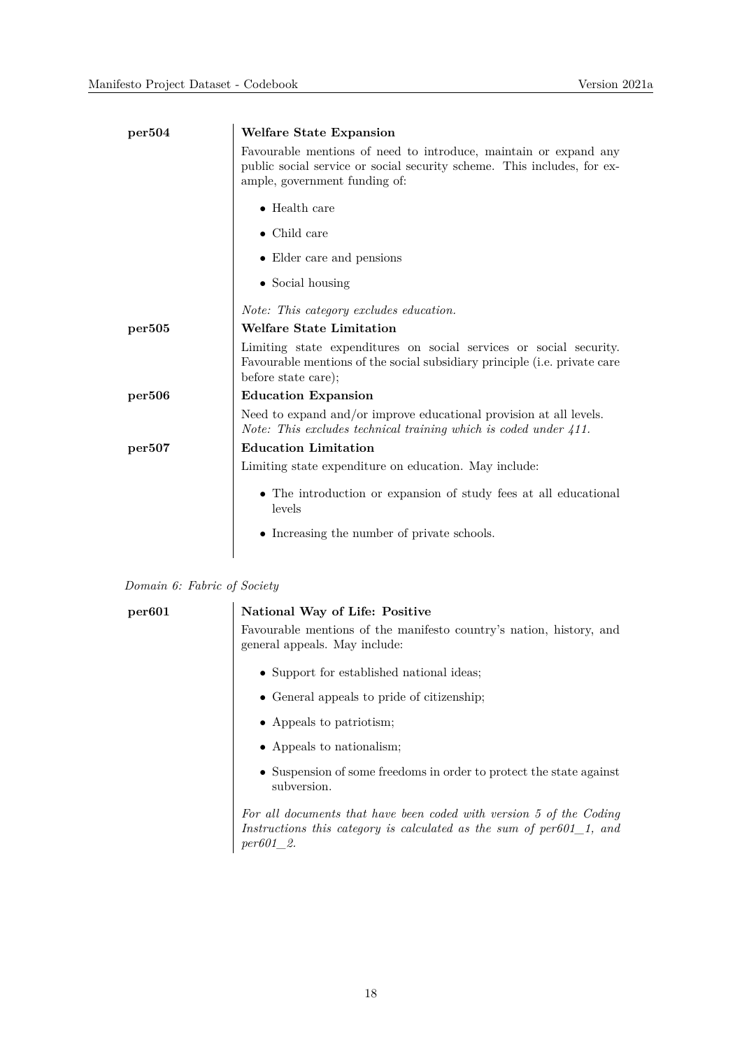**per504** **Welfare State Expansion**

Favourable mentions of need to introduce, maintain or expand any public social service or social security scheme. This includes, for example, government funding of:

- Health care
- Child care
- Elder care and pensions
- Social housing

*Note: This category excludes education.*

**per505** **Welfare State Limitation**

Limiting state expenditures on social services or social security. Favourable mentions of the social subsidiary principle (i.e. private care before state care);

**per506** **Education Expansion**

Need to expand and/or improve educational provision at all levels.
*Note: This excludes technical training which is coded under 411.*

**per507** **Education Limitation**

Limiting state expenditure on education. May include:

- The introduction or expansion of study fees at all educational levels
- Increasing the number of private schools.

*Domain 6: Fabric of Society*

**per601** **National Way of Life: Positive**

Favourable mentions of the manifesto country's nation, history, and general appeals. May include:

- Support for established national ideas;
- General appeals to pride of citizenship;
- Appeals to patriotism;
- Appeals to nationalism;
- Suspension of some freedoms in order to protect the state against subversion.

*For all documents that have been coded with version 5 of the Coding Instructions this category is calculated as the sum of per601_1, and per601_2.*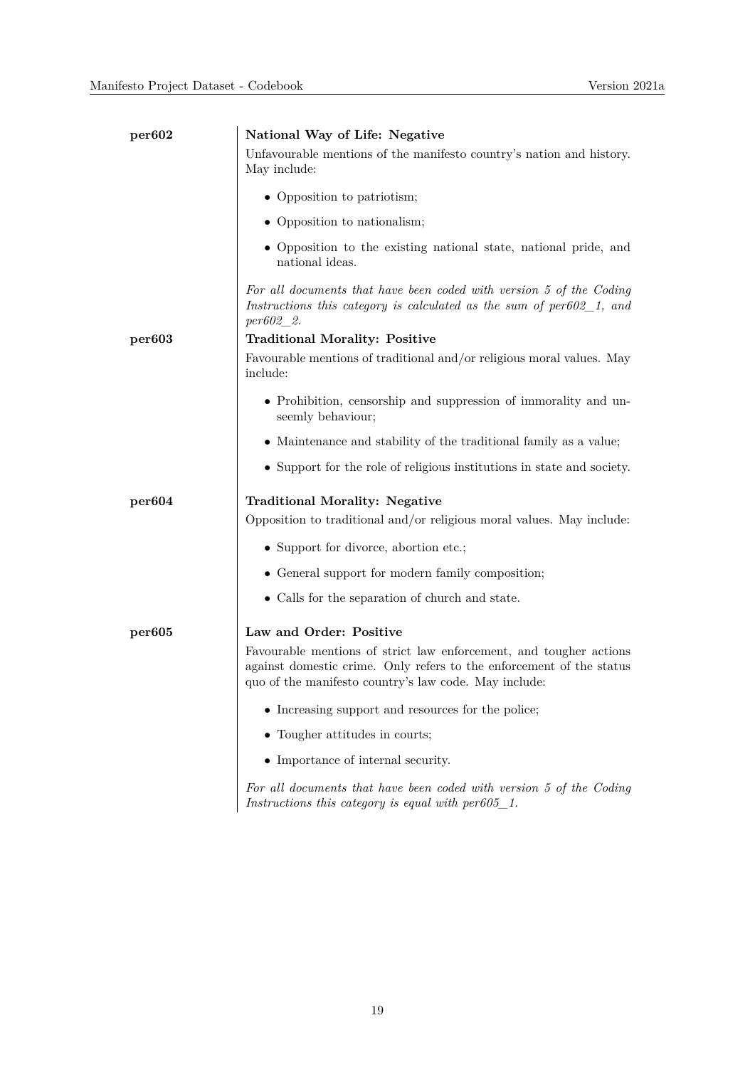**per602** **National Way of Life: Negative**

Unfavourable mentions of the manifesto country's nation and history. May include:

- Opposition to patriotism;
- Opposition to nationalism;
- Opposition to the existing national state, national pride, and national ideas.

*For all documents that have been coded with version 5 of the Coding Instructions this category is calculated as the sum of per602_1, and per602_2.*

**per603** **Traditional Morality: Positive**

Favourable mentions of traditional and/or religious moral values. May include:

- Prohibition, censorship and suppression of immorality and unseemly behaviour;
- Maintenance and stability of the traditional family as a value;
- Support for the role of religious institutions in state and society.

**per604** **Traditional Morality: Negative**

Opposition to traditional and/or religious moral values. May include:

- Support for divorce, abortion etc.;
- General support for modern family composition;
- Calls for the separation of church and state.

**per605** **Law and Order: Positive**

Favourable mentions of strict law enforcement, and tougher actions against domestic crime. Only refers to the enforcement of the status quo of the manifesto country's law code. May include:

- Increasing support and resources for the police;
- Tougher attitudes in courts;
- Importance of internal security.

*For all documents that have been coded with version 5 of the Coding Instructions this category is equal with per605_1.*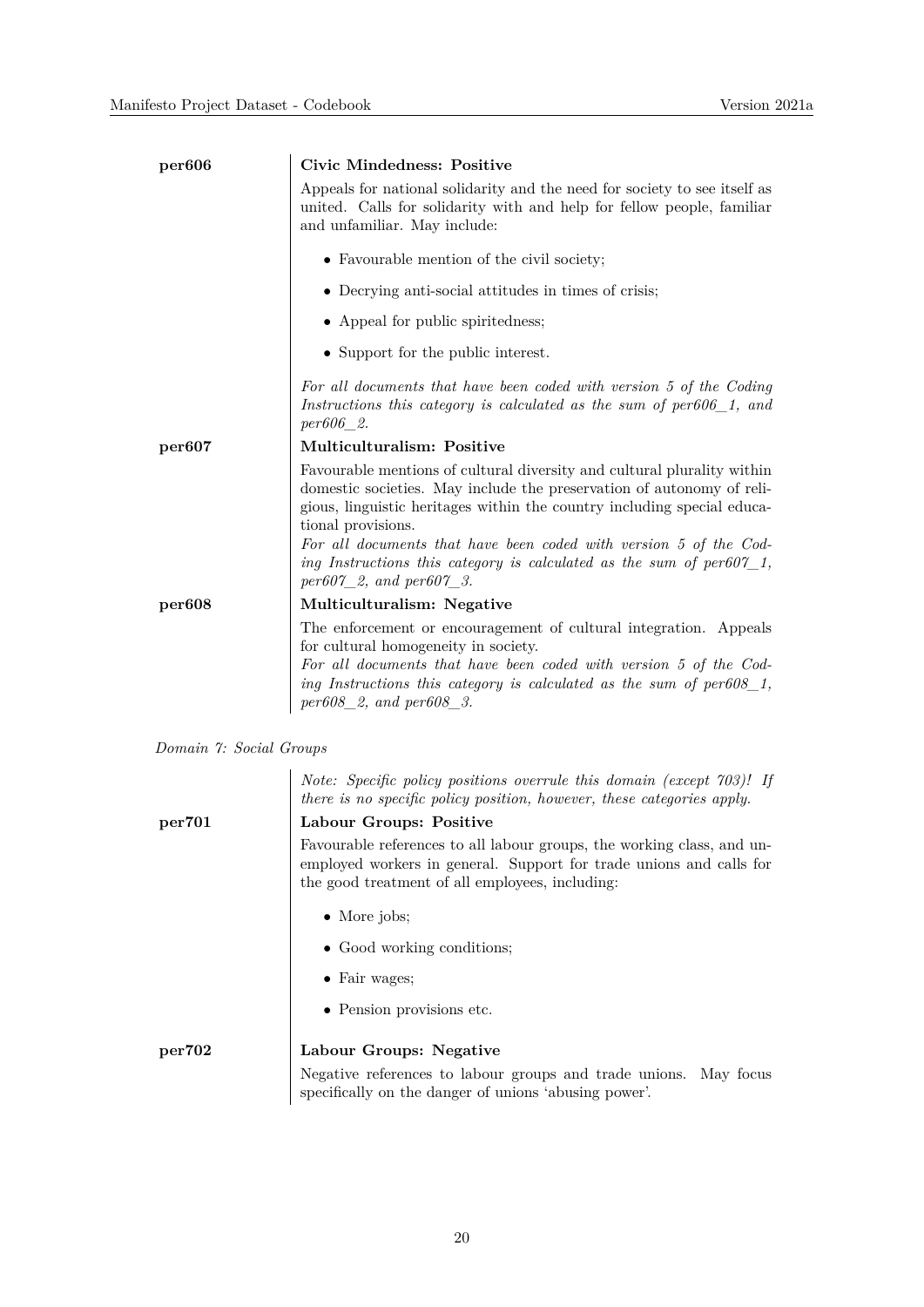**per606** **Civic Mindedness: Positive**

Appeals for national solidarity and the need for society to see itself as united. Calls for solidarity with and help for fellow people, familiar and unfamiliar. May include:

- Favourable mention of the civil society;
- Decrying anti-social attitudes in times of crisis;
- Appeal for public spiritedness;
- Support for the public interest.

*For all documents that have been coded with version 5 of the Coding Instructions this category is calculated as the sum of per606_1, and per606_2.*

**per607** **Multiculturalism: Positive**

Favourable mentions of cultural diversity and cultural plurality within domestic societies. May include the preservation of autonomy of religious, linguistic heritages within the country including special educational provisions.

*For all documents that have been coded with version 5 of the Coding Instructions this category is calculated as the sum of per607_1, per607_2, and per607_3.*

**per608** **Multiculturalism: Negative**

The enforcement or encouragement of cultural integration. Appeals for cultural homogeneity in society.

*For all documents that have been coded with version 5 of the Coding Instructions this category is calculated as the sum of per608_1, per608_2, and per608_3.*

*Domain 7: Social Groups*

*Note: Specific policy positions overrule this domain (except 703)! If there is no specific policy position, however, these categories apply.*

**per701** **Labour Groups: Positive**

Favourable references to all labour groups, the working class, and unemployed workers in general. Support for trade unions and calls for the good treatment of all employees, including:

- More jobs;
- Good working conditions;
- Fair wages;
- Pension provisions etc.

**per702** **Labour Groups: Negative**

Negative references to labour groups and trade unions. May focus specifically on the danger of unions 'abusing power'.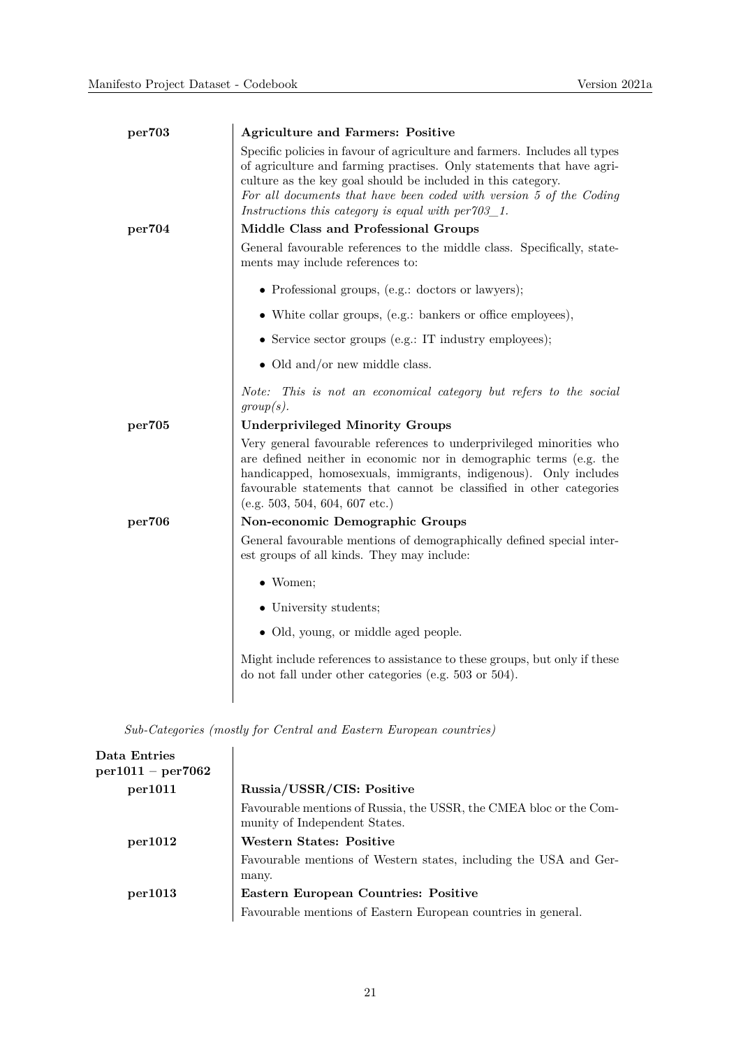**per703** — **Agriculture and Farmers: Positive**

Specific policies in favour of agriculture and farmers. Includes all types of agriculture and farming practises. Only statements that have agriculture as the key goal should be included in this category.
*For all documents that have been coded with version 5 of the Coding Instructions this category is equal with per703_1.*

**per704** — **Middle Class and Professional Groups**

General favourable references to the middle class. Specifically, statements may include references to:

- Professional groups, (e.g.: doctors or lawyers);
- White collar groups, (e.g.: bankers or office employees),
- Service sector groups (e.g.: IT industry employees);
- Old and/or new middle class.

*Note: This is not an economical category but refers to the social group(s).*

**per705** — **Underprivileged Minority Groups**

Very general favourable references to underprivileged minorities who are defined neither in economic nor in demographic terms (e.g. the handicapped, homosexuals, immigrants, indigenous). Only includes favourable statements that cannot be classified in other categories (e.g. 503, 504, 604, 607 etc.)

**per706** — **Non-economic Demographic Groups**

General favourable mentions of demographically defined special interest groups of all kinds. They may include:

- Women;
- University students;
- Old, young, or middle aged people.

Might include references to assistance to these groups, but only if these do not fall under other categories (e.g. 503 or 504).

*Sub-Categories (mostly for Central and Eastern European countries)*

**Data Entries per1011 – per7062**

**per1011** — **Russia/USSR/CIS: Positive**

Favourable mentions of Russia, the USSR, the CMEA bloc or the Community of Independent States.

**per1012** — **Western States: Positive**

Favourable mentions of Western states, including the USA and Germany.

**per1013** — **Eastern European Countries: Positive**

Favourable mentions of Eastern European countries in general.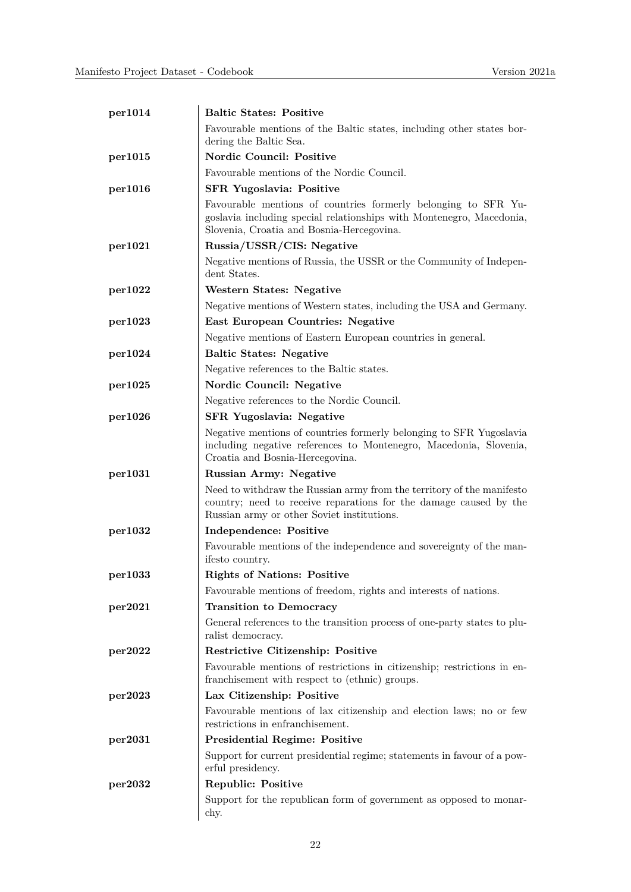| | |
|---|---|
| **per1014** | **Baltic States: Positive** |
| | Favourable mentions of the Baltic states, including other states bordering the Baltic Sea. |
| **per1015** | **Nordic Council: Positive** |
| | Favourable mentions of the Nordic Council. |
| **per1016** | **SFR Yugoslavia: Positive** |
| | Favourable mentions of countries formerly belonging to SFR Yugoslavia including special relationships with Montenegro, Macedonia, Slovenia, Croatia and Bosnia-Hercegovina. |
| **per1021** | **Russia/USSR/CIS: Negative** |
| | Negative mentions of Russia, the USSR or the Community of Independent States. |
| **per1022** | **Western States: Negative** |
| | Negative mentions of Western states, including the USA and Germany. |
| **per1023** | **East European Countries: Negative** |
| | Negative mentions of Eastern European countries in general. |
| **per1024** | **Baltic States: Negative** |
| | Negative references to the Baltic states. |
| **per1025** | **Nordic Council: Negative** |
| | Negative references to the Nordic Council. |
| **per1026** | **SFR Yugoslavia: Negative** |
| | Negative mentions of countries formerly belonging to SFR Yugoslavia including negative references to Montenegro, Macedonia, Slovenia, Croatia and Bosnia-Hercegovina. |
| **per1031** | **Russian Army: Negative** |
| | Need to withdraw the Russian army from the territory of the manifesto country; need to receive reparations for the damage caused by the Russian army or other Soviet institutions. |
| **per1032** | **Independence: Positive** |
| | Favourable mentions of the independence and sovereignty of the manifesto country. |
| **per1033** | **Rights of Nations: Positive** |
| | Favourable mentions of freedom, rights and interests of nations. |
| **per2021** | **Transition to Democracy** |
| | General references to the transition process of one-party states to pluralist democracy. |
| **per2022** | **Restrictive Citizenship: Positive** |
| | Favourable mentions of restrictions in citizenship; restrictions in enfranchisement with respect to (ethnic) groups. |
| **per2023** | **Lax Citizenship: Positive** |
| | Favourable mentions of lax citizenship and election laws; no or few restrictions in enfranchisement. |
| **per2031** | **Presidential Regime: Positive** |
| | Support for current presidential regime; statements in favour of a powerful presidency. |
| **per2032** | **Republic: Positive** |
| | Support for the republican form of government as opposed to monarchy. |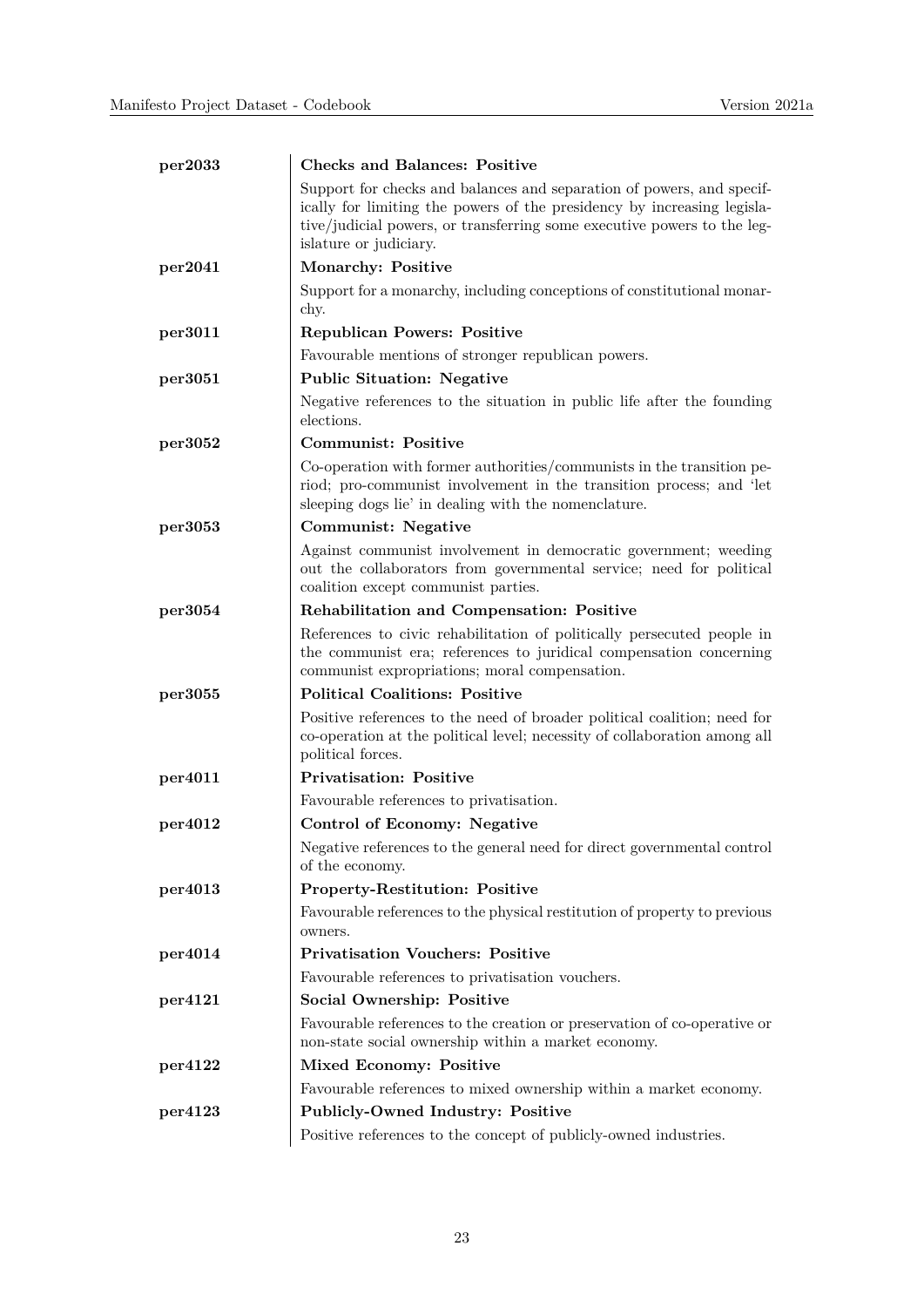**per2033** | **Checks and Balances: Positive**

Support for checks and balances and separation of powers, and specifically for limiting the powers of the presidency by increasing legislative/judicial powers, or transferring some executive powers to the legislature or judiciary.

**per2041** | **Monarchy: Positive**

Support for a monarchy, including conceptions of constitutional monarchy.

**per3011** | **Republican Powers: Positive**

Favourable mentions of stronger republican powers.

**per3051** | **Public Situation: Negative**

Negative references to the situation in public life after the founding elections.

**per3052** | **Communist: Positive**

Co-operation with former authorities/communists in the transition period; pro-communist involvement in the transition process; and 'let sleeping dogs lie' in dealing with the nomenclature.

**per3053** | **Communist: Negative**

Against communist involvement in democratic government; weeding out the collaborators from governmental service; need for political coalition except communist parties.

**per3054** | **Rehabilitation and Compensation: Positive**

References to civic rehabilitation of politically persecuted people in the communist era; references to juridical compensation concerning communist expropriations; moral compensation.

**per3055** | **Political Coalitions: Positive**

Positive references to the need of broader political coalition; need for co-operation at the political level; necessity of collaboration among all political forces.

**per4011** | **Privatisation: Positive**

Favourable references to privatisation.

**per4012** | **Control of Economy: Negative**

Negative references to the general need for direct governmental control of the economy.

**per4013** | **Property-Restitution: Positive**

Favourable references to the physical restitution of property to previous owners.

**per4014** | **Privatisation Vouchers: Positive**

Favourable references to privatisation vouchers.

**per4121** | **Social Ownership: Positive**

Favourable references to the creation or preservation of co-operative or non-state social ownership within a market economy.

**per4122** | **Mixed Economy: Positive**

Favourable references to mixed ownership within a market economy.

**per4123** | **Publicly-Owned Industry: Positive**

Positive references to the concept of publicly-owned industries.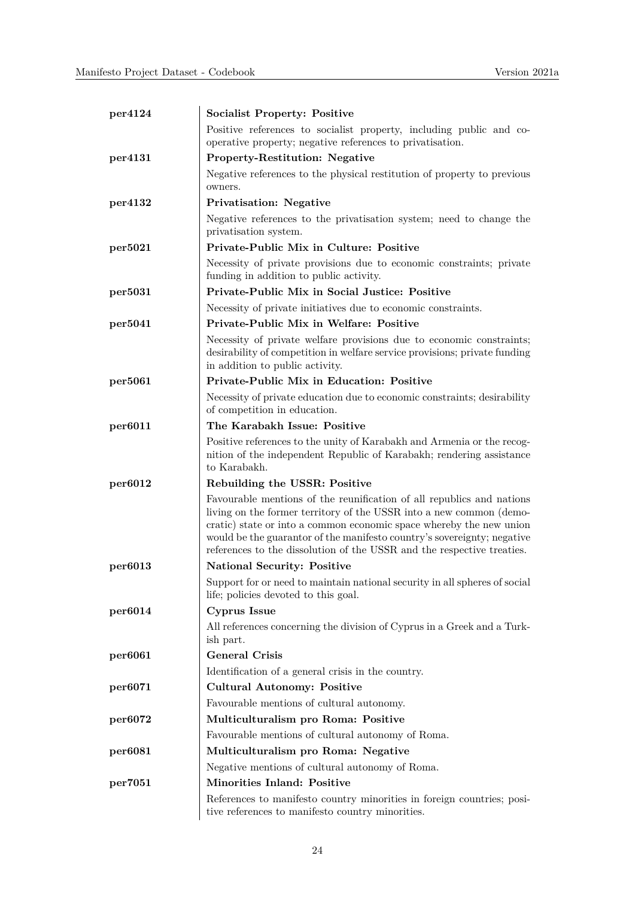| | |
|---|---|
| **per4124** | **Socialist Property: Positive** |
| | Positive references to socialist property, including public and co-operative property; negative references to privatisation. |
| **per4131** | **Property-Restitution: Negative** |
| | Negative references to the physical restitution of property to previous owners. |
| **per4132** | **Privatisation: Negative** |
| | Negative references to the privatisation system; need to change the privatisation system. |
| **per5021** | **Private-Public Mix in Culture: Positive** |
| | Necessity of private provisions due to economic constraints; private funding in addition to public activity. |
| **per5031** | **Private-Public Mix in Social Justice: Positive** |
| | Necessity of private initiatives due to economic constraints. |
| **per5041** | **Private-Public Mix in Welfare: Positive** |
| | Necessity of private welfare provisions due to economic constraints; desirability of competition in welfare service provisions; private funding in addition to public activity. |
| **per5061** | **Private-Public Mix in Education: Positive** |
| | Necessity of private education due to economic constraints; desirability of competition in education. |
| **per6011** | **The Karabakh Issue: Positive** |
| | Positive references to the unity of Karabakh and Armenia or the recognition of the independent Republic of Karabakh; rendering assistance to Karabakh. |
| **per6012** | **Rebuilding the USSR: Positive** |
| | Favourable mentions of the reunification of all republics and nations living on the former territory of the USSR into a new common (democratic) state or into a common economic space whereby the new union would be the guarantor of the manifesto country's sovereignty; negative references to the dissolution of the USSR and the respective treaties. |
| **per6013** | **National Security: Positive** |
| | Support for or need to maintain national security in all spheres of social life; policies devoted to this goal. |
| **per6014** | **Cyprus Issue** |
| | All references concerning the division of Cyprus in a Greek and a Turkish part. |
| **per6061** | **General Crisis** |
| | Identification of a general crisis in the country. |
| **per6071** | **Cultural Autonomy: Positive** |
| | Favourable mentions of cultural autonomy. |
| **per6072** | **Multiculturalism pro Roma: Positive** |
| | Favourable mentions of cultural autonomy of Roma. |
| **per6081** | **Multiculturalism pro Roma: Negative** |
| | Negative mentions of cultural autonomy of Roma. |
| **per7051** | **Minorities Inland: Positive** |
| | References to manifesto country minorities in foreign countries; positive references to manifesto country minorities. |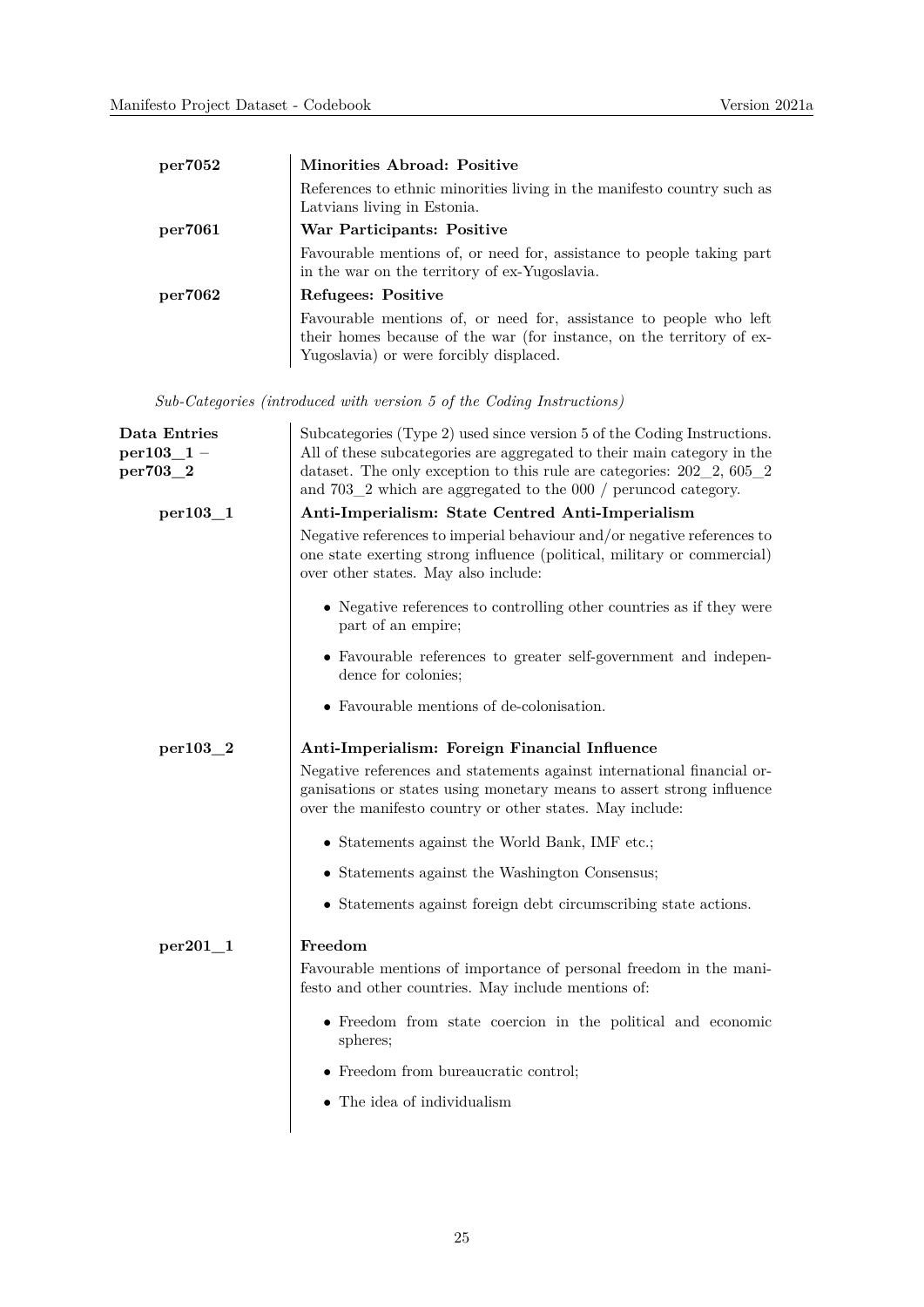**per7052** — **Minorities Abroad: Positive**

References to ethnic minorities living in the manifesto country such as Latvians living in Estonia.

**per7061** — **War Participants: Positive**

Favourable mentions of, or need for, assistance to people taking part in the war on the territory of ex-Yugoslavia.

**per7062** — **Refugees: Positive**

Favourable mentions of, or need for, assistance to people who left their homes because of the war (for instance, on the territory of ex-Yugoslavia) or were forcibly displaced.

*Sub-Categories (introduced with version 5 of the Coding Instructions)*

**Data Entries per103_1 – per703_2**

Subcategories (Type 2) used since version 5 of the Coding Instructions. All of these subcategories are aggregated to their main category in the dataset. The only exception to this rule are categories: 202_2, 605_2 and 703_2 which are aggregated to the 000 / peruncod category.

**per103_1** — **Anti-Imperialism: State Centred Anti-Imperialism**

Negative references to imperial behaviour and/or negative references to one state exerting strong influence (political, military or commercial) over other states. May also include:

- Negative references to controlling other countries as if they were part of an empire;
- Favourable references to greater self-government and independence for colonies;
- Favourable mentions of de-colonisation.

**per103_2** — **Anti-Imperialism: Foreign Financial Influence**

Negative references and statements against international financial organisations or states using monetary means to assert strong influence over the manifesto country or other states. May include:

- Statements against the World Bank, IMF etc.;
- Statements against the Washington Consensus;
- Statements against foreign debt circumscribing state actions.

**per201_1** — **Freedom**

Favourable mentions of importance of personal freedom in the manifesto and other countries. May include mentions of:

- Freedom from state coercion in the political and economic spheres;
- Freedom from bureaucratic control;
- The idea of individualism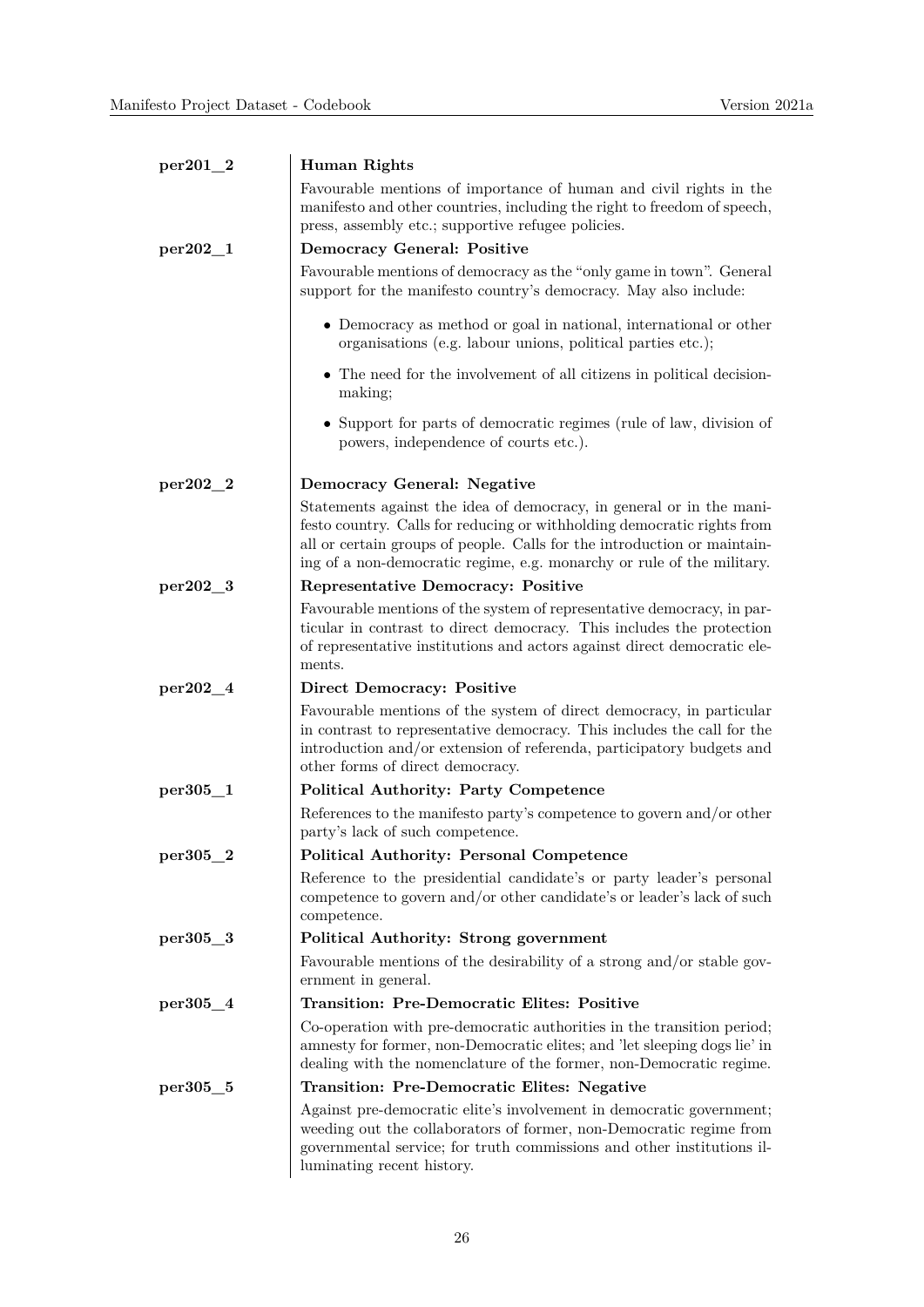**per201_2** — **Human Rights**

Favourable mentions of importance of human and civil rights in the manifesto and other countries, including the right to freedom of speech, press, assembly etc.; supportive refugee policies.

**per202_1** — **Democracy General: Positive**

Favourable mentions of democracy as the "only game in town". General support for the manifesto country's democracy. May also include:

- Democracy as method or goal in national, international or other organisations (e.g. labour unions, political parties etc.);
- The need for the involvement of all citizens in political decision-making;
- Support for parts of democratic regimes (rule of law, division of powers, independence of courts etc.).

**per202_2** — **Democracy General: Negative**

Statements against the idea of democracy, in general or in the manifesto country. Calls for reducing or withholding democratic rights from all or certain groups of people. Calls for the introduction or maintaining of a non-democratic regime, e.g. monarchy or rule of the military.

**per202_3** — **Representative Democracy: Positive**

Favourable mentions of the system of representative democracy, in particular in contrast to direct democracy. This includes the protection of representative institutions and actors against direct democratic elements.

**per202_4** — **Direct Democracy: Positive**

Favourable mentions of the system of direct democracy, in particular in contrast to representative democracy. This includes the call for the introduction and/or extension of referenda, participatory budgets and other forms of direct democracy.

**per305_1** — **Political Authority: Party Competence**

References to the manifesto party's competence to govern and/or other party's lack of such competence.

**per305_2** — **Political Authority: Personal Competence**

Reference to the presidential candidate's or party leader's personal competence to govern and/or other candidate's or leader's lack of such competence.

**per305_3** — **Political Authority: Strong government**

Favourable mentions of the desirability of a strong and/or stable government in general.

**per305_4** — **Transition: Pre-Democratic Elites: Positive**

Co-operation with pre-democratic authorities in the transition period; amnesty for former, non-Democratic elites; and 'let sleeping dogs lie' in dealing with the nomenclature of the former, non-Democratic regime.

**per305_5** — **Transition: Pre-Democratic Elites: Negative**

Against pre-democratic elite's involvement in democratic government; weeding out the collaborators of former, non-Democratic regime from governmental service; for truth commissions and other institutions illuminating recent history.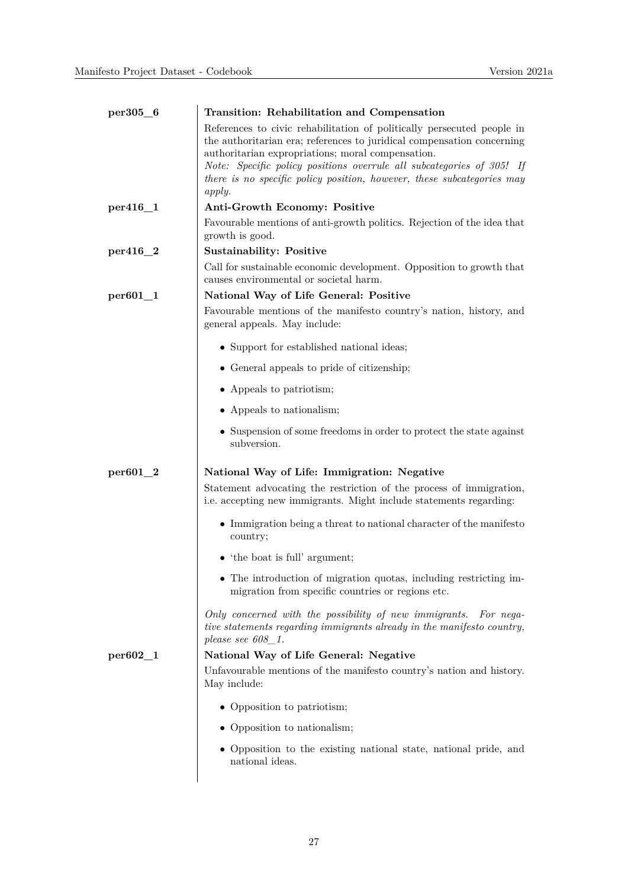**per305_6** **Transition: Rehabilitation and Compensation**

References to civic rehabilitation of politically persecuted people in the authoritarian era; references to juridical compensation concerning authoritarian expropriations; moral compensation.

*Note: Specific policy positions overrule all subcategories of 305! If there is no specific policy position, however, these subcategories may apply.*

**per416_1** **Anti-Growth Economy: Positive**

Favourable mentions of anti-growth politics. Rejection of the idea that growth is good.

**per416_2** **Sustainability: Positive**

Call for sustainable economic development. Opposition to growth that causes environmental or societal harm.

**per601_1** **National Way of Life General: Positive**

Favourable mentions of the manifesto country's nation, history, and general appeals. May include:

- Support for established national ideas;
- General appeals to pride of citizenship;
- Appeals to patriotism;
- Appeals to nationalism;
- Suspension of some freedoms in order to protect the state against subversion.

**per601_2** **National Way of Life: Immigration: Negative**

Statement advocating the restriction of the process of immigration, i.e. accepting new immigrants. Might include statements regarding:

- Immigration being a threat to national character of the manifesto country;
- 'the boat is full' argument;
- The introduction of migration quotas, including restricting immigration from specific countries or regions etc.

*Only concerned with the possibility of new immigrants. For negative statements regarding immigrants already in the manifesto country, please see 608_1.*

**per602_1** **National Way of Life General: Negative**

Unfavourable mentions of the manifesto country's nation and history. May include:

- Opposition to patriotism;
- Opposition to nationalism;
- Opposition to the existing national state, national pride, and national ideas.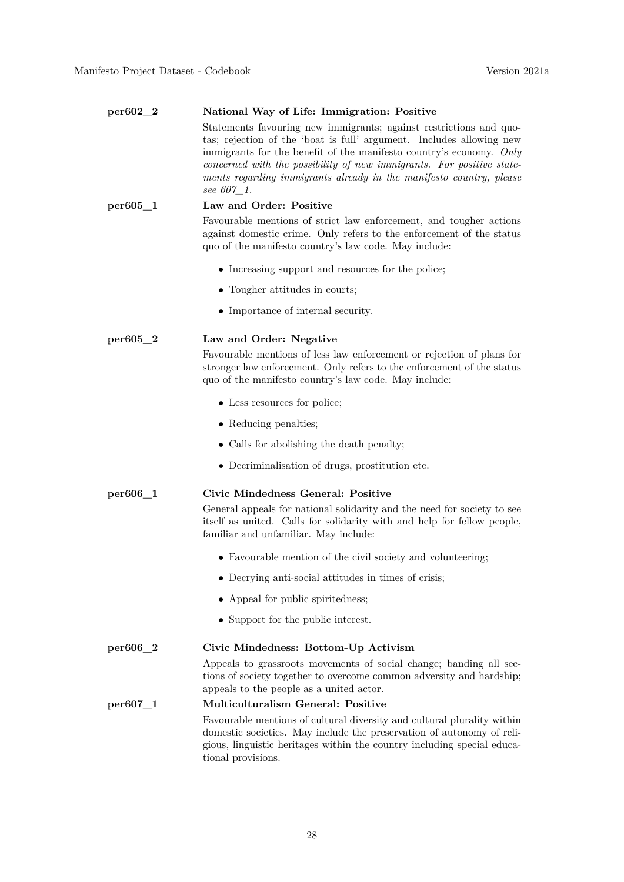**per602_2**

**National Way of Life: Immigration: Positive**

Statements favouring new immigrants; against restrictions and quotas; rejection of the 'boat is full' argument. Includes allowing new immigrants for the benefit of the manifesto country's economy. *Only concerned with the possibility of new immigrants. For positive statements regarding immigrants already in the manifesto country, please see 607_1.*

**per605_1**

**Law and Order: Positive**

Favourable mentions of strict law enforcement, and tougher actions against domestic crime. Only refers to the enforcement of the status quo of the manifesto country's law code. May include:

- Increasing support and resources for the police;
- Tougher attitudes in courts;
- Importance of internal security.

**per605_2**

**Law and Order: Negative**

Favourable mentions of less law enforcement or rejection of plans for stronger law enforcement. Only refers to the enforcement of the status quo of the manifesto country's law code. May include:

- Less resources for police;
- Reducing penalties;
- Calls for abolishing the death penalty;
- Decriminalisation of drugs, prostitution etc.

**per606_1**

**Civic Mindedness General: Positive**

General appeals for national solidarity and the need for society to see itself as united. Calls for solidarity with and help for fellow people, familiar and unfamiliar. May include:

- Favourable mention of the civil society and volunteering;
- Decrying anti-social attitudes in times of crisis;
- Appeal for public spiritedness;
- Support for the public interest.

**per606_2**

**Civic Mindedness: Bottom-Up Activism**

Appeals to grassroots movements of social change; banding all sections of society together to overcome common adversity and hardship; appeals to the people as a united actor.

**per607_1**

**Multiculturalism General: Positive**

Favourable mentions of cultural diversity and cultural plurality within domestic societies. May include the preservation of autonomy of religious, linguistic heritages within the country including special educational provisions.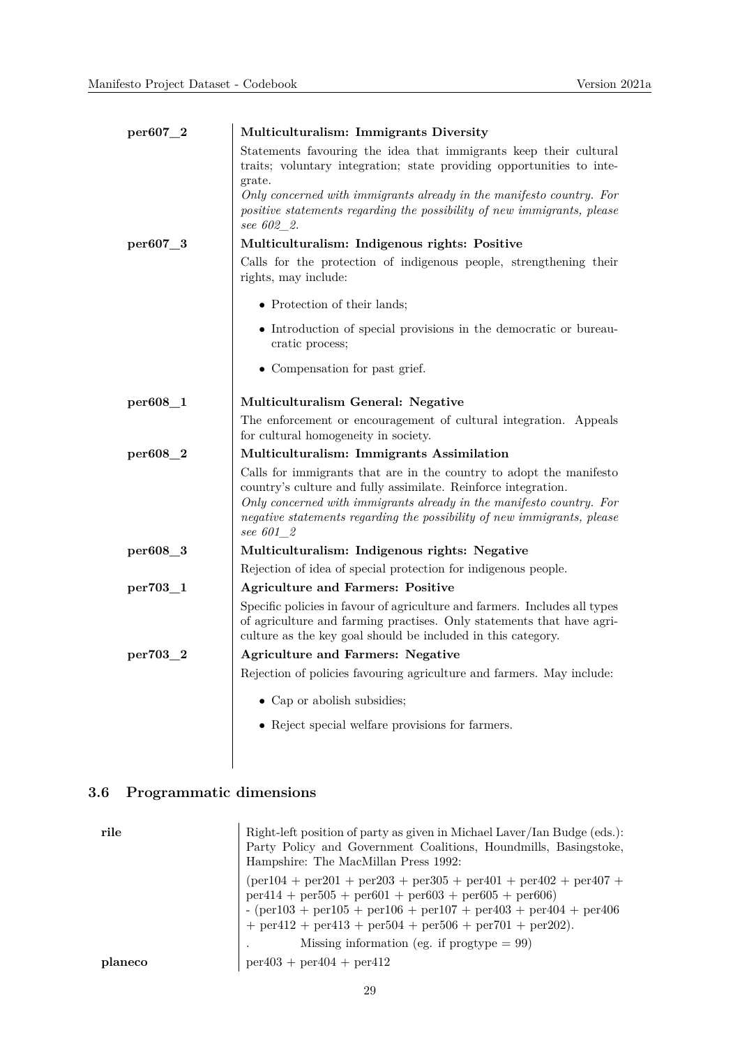**per607_2** — **Multiculturalism: Immigrants Diversity**

Statements favouring the idea that immigrants keep their cultural traits; voluntary integration; state providing opportunities to integrate.

*Only concerned with immigrants already in the manifesto country. For positive statements regarding the possibility of new immigrants, please see 602_2.*

**per607_3** — **Multiculturalism: Indigenous rights: Positive**

Calls for the protection of indigenous people, strengthening their rights, may include:

- Protection of their lands;
- Introduction of special provisions in the democratic or bureaucratic process;
- Compensation for past grief.

**per608_1** — **Multiculturalism General: Negative**

The enforcement or encouragement of cultural integration. Appeals for cultural homogeneity in society.

**per608_2** — **Multiculturalism: Immigrants Assimilation**

Calls for immigrants that are in the country to adopt the manifesto country's culture and fully assimilate. Reinforce integration.

*Only concerned with immigrants already in the manifesto country. For negative statements regarding the possibility of new immigrants, please see 601_2*

**per608_3** — **Multiculturalism: Indigenous rights: Negative**

Rejection of idea of special protection for indigenous people.

**per703_1** — **Agriculture and Farmers: Positive**

Specific policies in favour of agriculture and farmers. Includes all types of agriculture and farming practises. Only statements that have agriculture as the key goal should be included in this category.

**per703_2** — **Agriculture and Farmers: Negative**

Rejection of policies favouring agriculture and farmers. May include:

- Cap or abolish subsidies;
- Reject special welfare provisions for farmers.

## 3.6 Programmatic dimensions

**rile** — Right-left position of party as given in Michael Laver/Ian Budge (eds.): Party Policy and Government Coalitions, Houndmills, Basingstoke, Hampshire: The MacMillan Press 1992:

(per104 + per201 + per203 + per305 + per401 + per402 + per407 + per414 + per505 + per601 + per603 + per605 + per606)
- (per103 + per105 + per106 + per107 + per403 + per404 + per406 + per412 + per413 + per504 + per506 + per701 + per202).

. Missing information (eg. if progtype = 99)

**planeco** — per403 + per404 + per412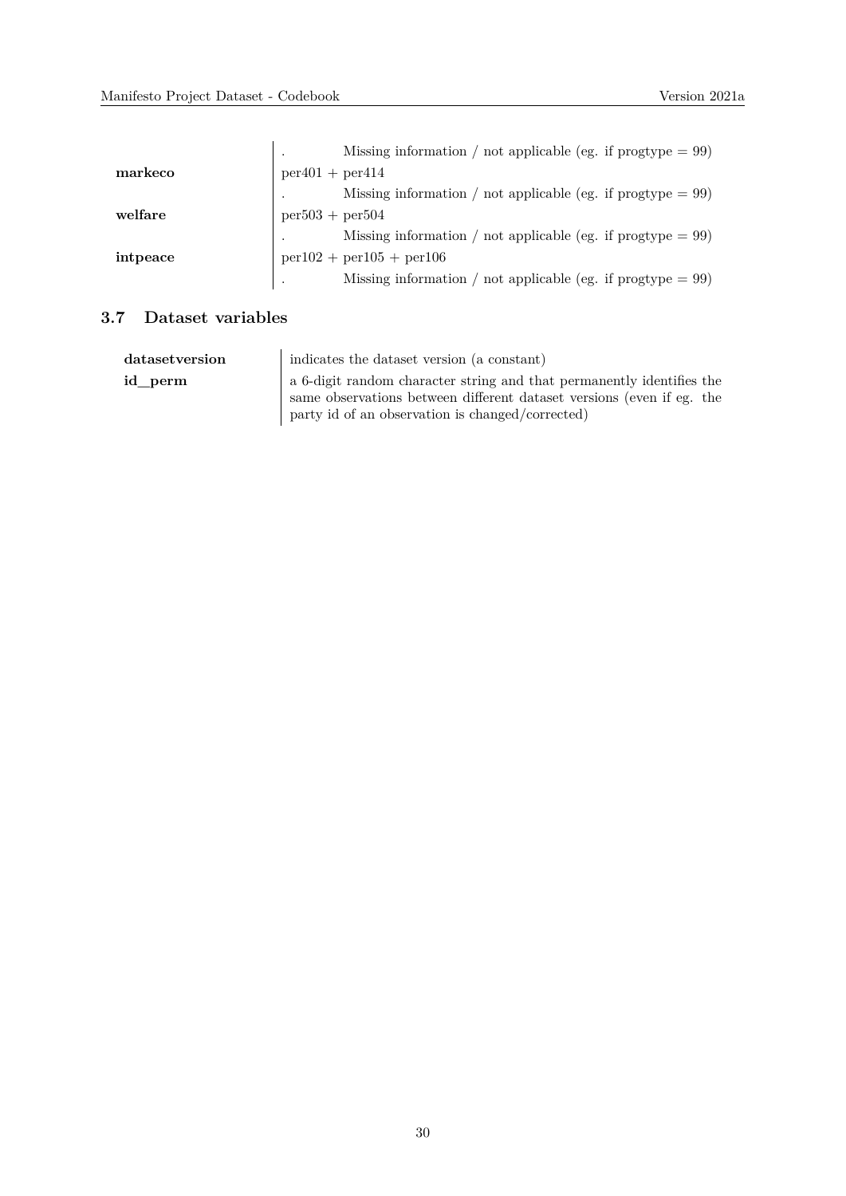| | | |
|---|---|---|
| | . | Missing information / not applicable (eg. if progtype = 99) |
| **markeco** | per401 + per414 | |
| | . | Missing information / not applicable (eg. if progtype = 99) |
| **welfare** | per503 + per504 | |
| | . | Missing information / not applicable (eg. if progtype = 99) |
| **intpeace** | per102 + per105 + per106 | |
| | . | Missing information / not applicable (eg. if progtype = 99) |

### 3.7 Dataset variables

| | |
|---|---|
| **datasetversion** | indicates the dataset version (a constant) |
| **id_perm** | a 6-digit random character string and that permanently identifies the same observations between different dataset versions (even if eg. the party id of an observation is changed/corrected) |